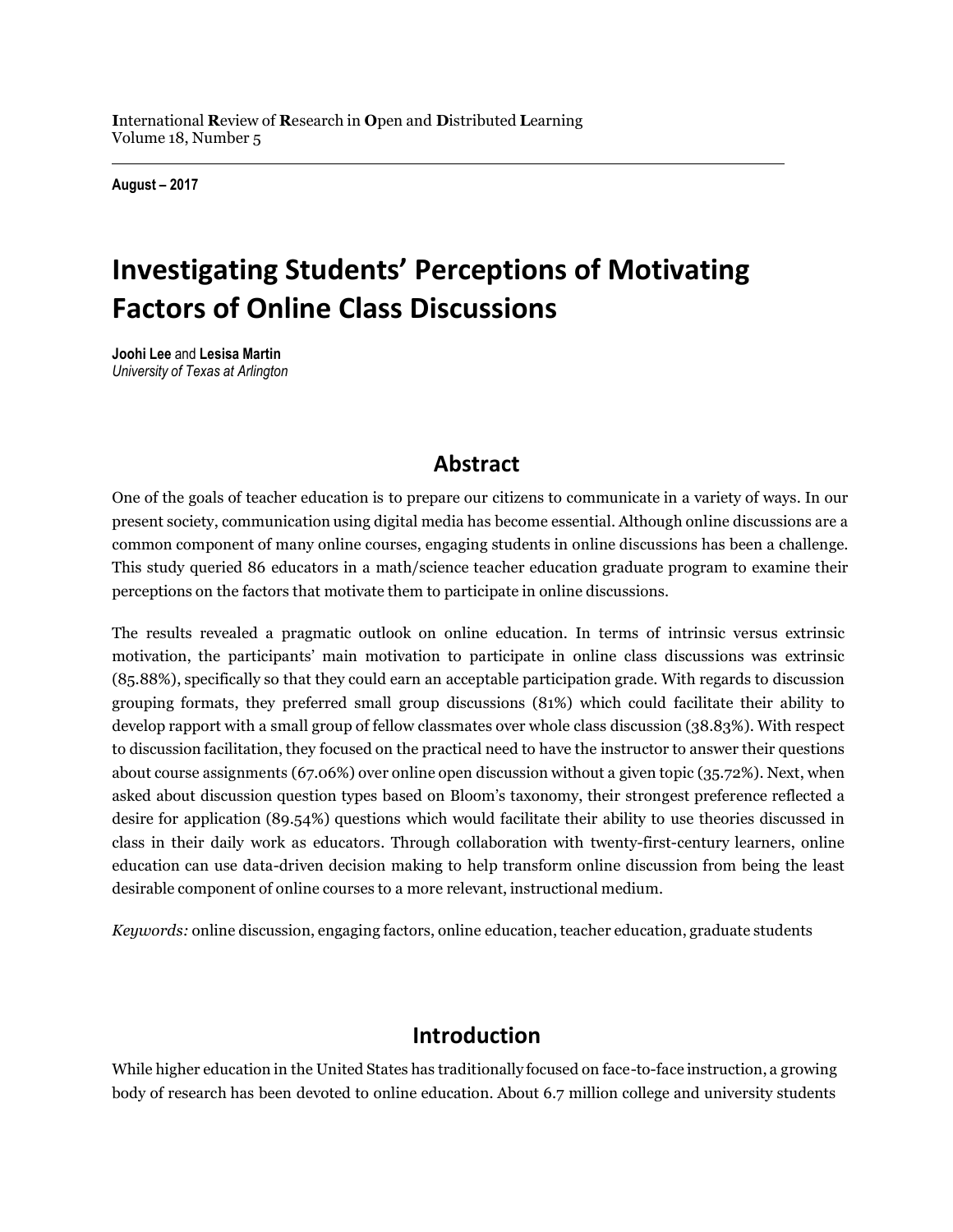**I**nternational **R**eview of **R**esearch in **O**pen and **D**istributed **L**earning
Volume 18, Number 5

**August – 2017**

# Investigating Students' Perceptions of Motivating Factors of Online Class Discussions

**Joohi Lee** and **Lesisa Martin**
*University of Texas at Arlington*

## Abstract

One of the goals of teacher education is to prepare our citizens to communicate in a variety of ways. In our present society, communication using digital media has become essential. Although online discussions are a common component of many online courses, engaging students in online discussions has been a challenge. This study queried 86 educators in a math/science teacher education graduate program to examine their perceptions on the factors that motivate them to participate in online discussions.

The results revealed a pragmatic outlook on online education. In terms of intrinsic versus extrinsic motivation, the participants' main motivation to participate in online class discussions was extrinsic (85.88%), specifically so that they could earn an acceptable participation grade. With regards to discussion grouping formats, they preferred small group discussions (81%) which could facilitate their ability to develop rapport with a small group of fellow classmates over whole class discussion (38.83%). With respect to discussion facilitation, they focused on the practical need to have the instructor to answer their questions about course assignments (67.06%) over online open discussion without a given topic (35.72%). Next, when asked about discussion question types based on Bloom's taxonomy, their strongest preference reflected a desire for application (89.54%) questions which would facilitate their ability to use theories discussed in class in their daily work as educators. Through collaboration with twenty-first-century learners, online education can use data-driven decision making to help transform online discussion from being the least desirable component of online courses to a more relevant, instructional medium.

*Keywords:* online discussion, engaging factors, online education, teacher education, graduate students

## Introduction

While higher education in the United States has traditionally focused on face-to-face instruction, a growing body of research has been devoted to online education. About 6.7 million college and university students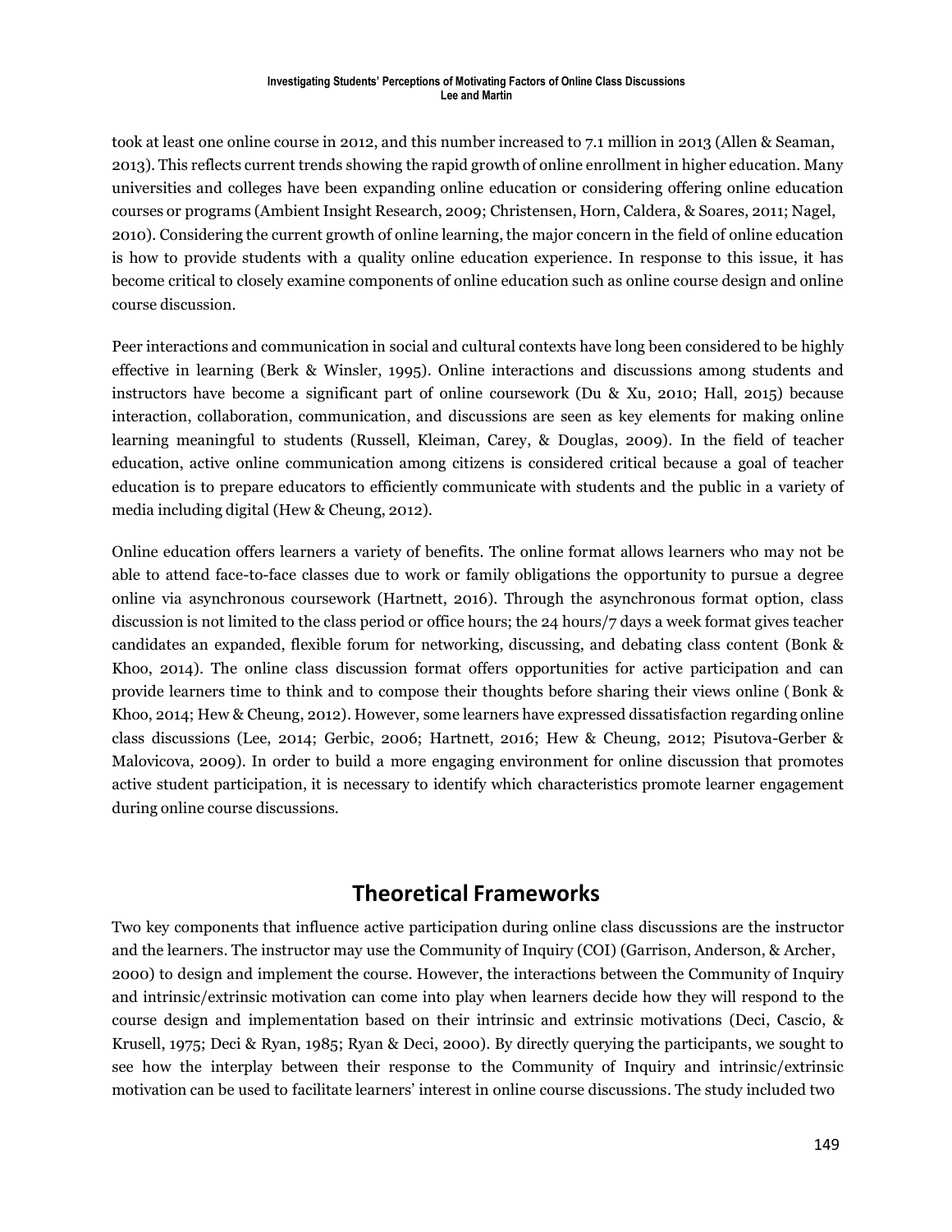took at least one online course in 2012, and this number increased to 7.1 million in 2013 (Allen & Seaman, 2013). This reflects current trends showing the rapid growth of online enrollment in higher education. Many universities and colleges have been expanding online education or considering offering online education courses or programs (Ambient Insight Research, 2009; Christensen, Horn, Caldera, & Soares, 2011; Nagel, 2010). Considering the current growth of online learning, the major concern in the field of online education is how to provide students with a quality online education experience. In response to this issue, it has become critical to closely examine components of online education such as online course design and online course discussion.

Peer interactions and communication in social and cultural contexts have long been considered to be highly effective in learning (Berk & Winsler, 1995). Online interactions and discussions among students and instructors have become a significant part of online coursework (Du & Xu, 2010; Hall, 2015) because interaction, collaboration, communication, and discussions are seen as key elements for making online learning meaningful to students (Russell, Kleiman, Carey, & Douglas, 2009). In the field of teacher education, active online communication among citizens is considered critical because a goal of teacher education is to prepare educators to efficiently communicate with students and the public in a variety of media including digital (Hew & Cheung, 2012).

Online education offers learners a variety of benefits. The online format allows learners who may not be able to attend face-to-face classes due to work or family obligations the opportunity to pursue a degree online via asynchronous coursework (Hartnett, 2016). Through the asynchronous format option, class discussion is not limited to the class period or office hours; the 24 hours/7 days a week format gives teacher candidates an expanded, flexible forum for networking, discussing, and debating class content (Bonk & Khoo, 2014). The online class discussion format offers opportunities for active participation and can provide learners time to think and to compose their thoughts before sharing their views online (Bonk & Khoo, 2014; Hew & Cheung, 2012). However, some learners have expressed dissatisfaction regarding online class discussions (Lee, 2014; Gerbic, 2006; Hartnett, 2016; Hew & Cheung, 2012; Pisutova-Gerber & Malovicova, 2009). In order to build a more engaging environment for online discussion that promotes active student participation, it is necessary to identify which characteristics promote learner engagement during online course discussions.

## Theoretical Frameworks

Two key components that influence active participation during online class discussions are the instructor and the learners. The instructor may use the Community of Inquiry (COI) (Garrison, Anderson, & Archer, 2000) to design and implement the course. However, the interactions between the Community of Inquiry and intrinsic/extrinsic motivation can come into play when learners decide how they will respond to the course design and implementation based on their intrinsic and extrinsic motivations (Deci, Cascio, & Krusell, 1975; Deci & Ryan, 1985; Ryan & Deci, 2000). By directly querying the participants, we sought to see how the interplay between their response to the Community of Inquiry and intrinsic/extrinsic motivation can be used to facilitate learners' interest in online course discussions. The study included two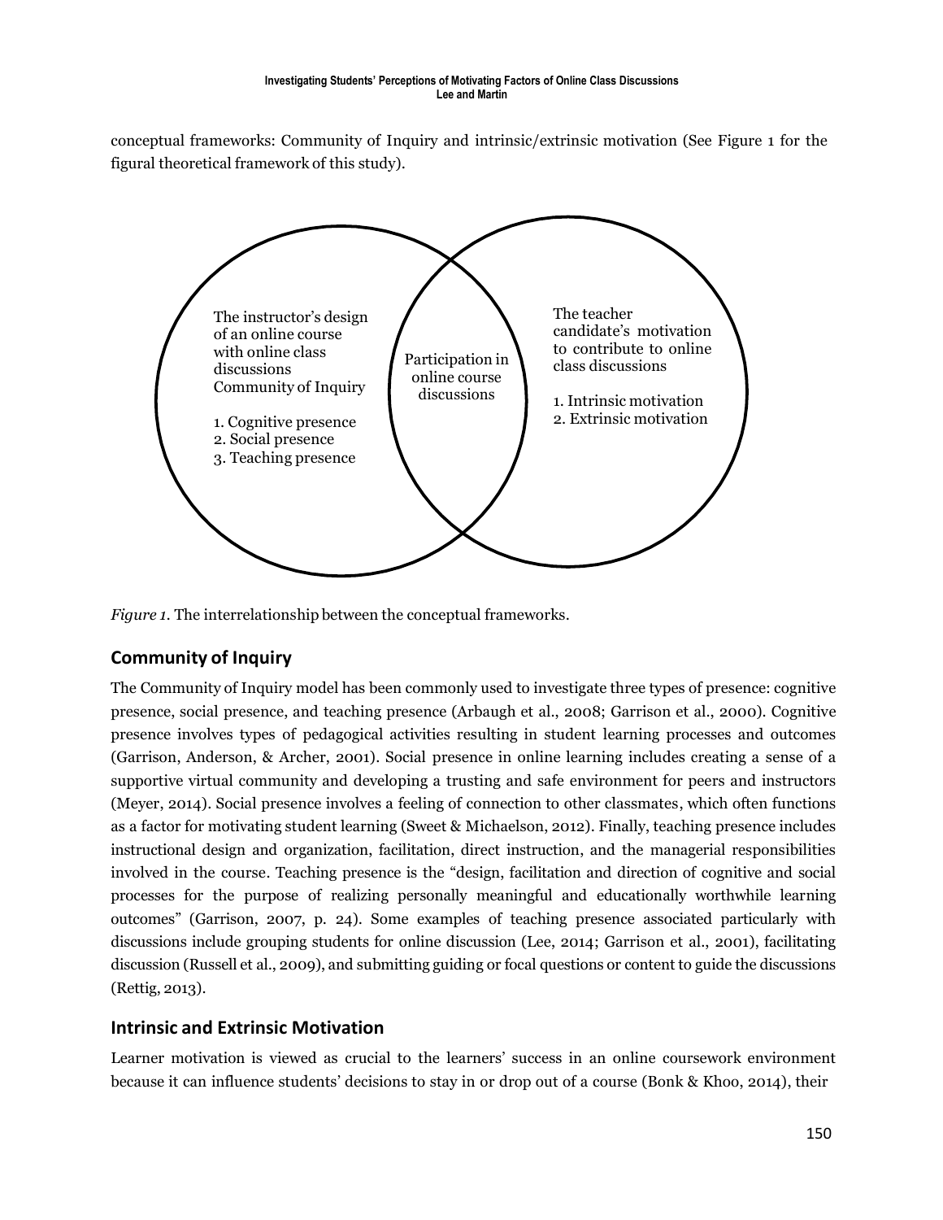conceptual frameworks: Community of Inquiry and intrinsic/extrinsic motivation (See Figure 1 for the figural theoretical framework of this study).

The instructor's design of an online course with online class discussions Community of Inquiry

1. Cognitive presence
2. Social presence
3. Teaching presence

Participation in online course discussions

The teacher candidate's motivation to contribute to online class discussions

1. Intrinsic motivation
2. Extrinsic motivation

*Figure 1.* The interrelationship between the conceptual frameworks.

## Community of Inquiry

The Community of Inquiry model has been commonly used to investigate three types of presence: cognitive presence, social presence, and teaching presence (Arbaugh et al., 2008; Garrison et al., 2000). Cognitive presence involves types of pedagogical activities resulting in student learning processes and outcomes (Garrison, Anderson, & Archer, 2001). Social presence in online learning includes creating a sense of a supportive virtual community and developing a trusting and safe environment for peers and instructors (Meyer, 2014). Social presence involves a feeling of connection to other classmates, which often functions as a factor for motivating student learning (Sweet & Michaelson, 2012). Finally, teaching presence includes instructional design and organization, facilitation, direct instruction, and the managerial responsibilities involved in the course. Teaching presence is the "design, facilitation and direction of cognitive and social processes for the purpose of realizing personally meaningful and educationally worthwhile learning outcomes" (Garrison, 2007, p. 24). Some examples of teaching presence associated particularly with discussions include grouping students for online discussion (Lee, 2014; Garrison et al., 2001), facilitating discussion (Russell et al., 2009), and submitting guiding or focal questions or content to guide the discussions (Rettig, 2013).

## Intrinsic and Extrinsic Motivation

Learner motivation is viewed as crucial to the learners' success in an online coursework environment because it can influence students' decisions to stay in or drop out of a course (Bonk & Khoo, 2014), their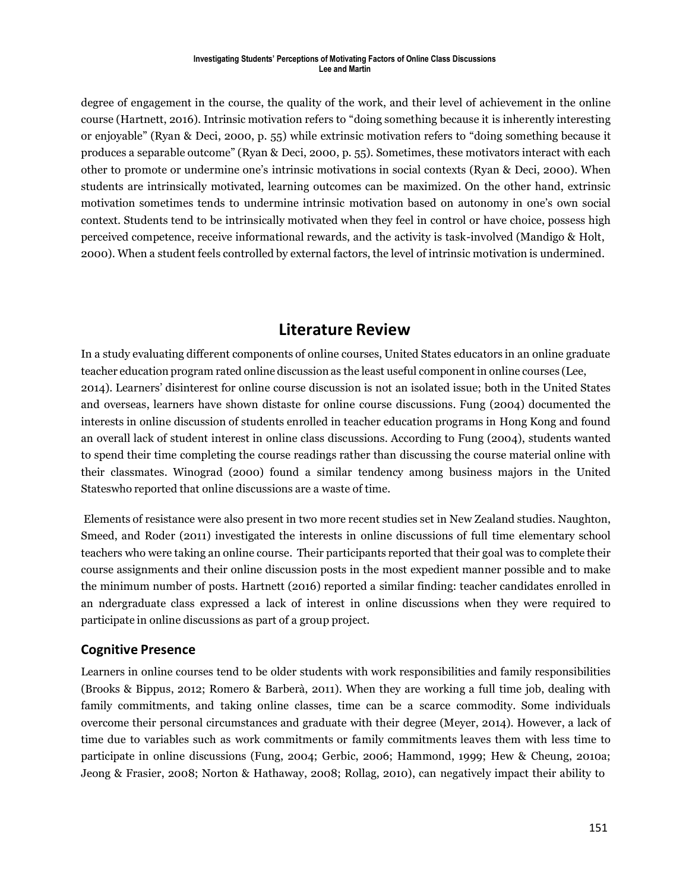degree of engagement in the course, the quality of the work, and their level of achievement in the online course (Hartnett, 2016). Intrinsic motivation refers to "doing something because it is inherently interesting or enjoyable" (Ryan & Deci, 2000, p. 55) while extrinsic motivation refers to "doing something because it produces a separable outcome" (Ryan & Deci, 2000, p. 55). Sometimes, these motivators interact with each other to promote or undermine one's intrinsic motivations in social contexts (Ryan & Deci, 2000). When students are intrinsically motivated, learning outcomes can be maximized. On the other hand, extrinsic motivation sometimes tends to undermine intrinsic motivation based on autonomy in one's own social context. Students tend to be intrinsically motivated when they feel in control or have choice, possess high perceived competence, receive informational rewards, and the activity is task-involved (Mandigo & Holt, 2000). When a student feels controlled by external factors, the level of intrinsic motivation is undermined.

# Literature Review

In a study evaluating different components of online courses, United States educators in an online graduate teacher education program rated online discussion as the least useful component in online courses (Lee, 2014). Learners' disinterest for online course discussion is not an isolated issue; both in the United States and overseas, learners have shown distaste for online course discussions. Fung (2004) documented the interests in online discussion of students enrolled in teacher education programs in Hong Kong and found an overall lack of student interest in online class discussions. According to Fung (2004), students wanted to spend their time completing the course readings rather than discussing the course material online with their classmates. Winograd (2000) found a similar tendency among business majors in the United Stateswho reported that online discussions are a waste of time.

Elements of resistance were also present in two more recent studies set in New Zealand studies. Naughton, Smeed, and Roder (2011) investigated the interests in online discussions of full time elementary school teachers who were taking an online course. Their participants reported that their goal was to complete their course assignments and their online discussion posts in the most expedient manner possible and to make the minimum number of posts. Hartnett (2016) reported a similar finding: teacher candidates enrolled in an ndergraduate class expressed a lack of interest in online discussions when they were required to participate in online discussions as part of a group project.

## Cognitive Presence

Learners in online courses tend to be older students with work responsibilities and family responsibilities (Brooks & Bippus, 2012; Romero & Barberà, 2011). When they are working a full time job, dealing with family commitments, and taking online classes, time can be a scarce commodity. Some individuals overcome their personal circumstances and graduate with their degree (Meyer, 2014). However, a lack of time due to variables such as work commitments or family commitments leaves them with less time to participate in online discussions (Fung, 2004; Gerbic, 2006; Hammond, 1999; Hew & Cheung, 2010a; Jeong & Frasier, 2008; Norton & Hathaway, 2008; Rollag, 2010), can negatively impact their ability to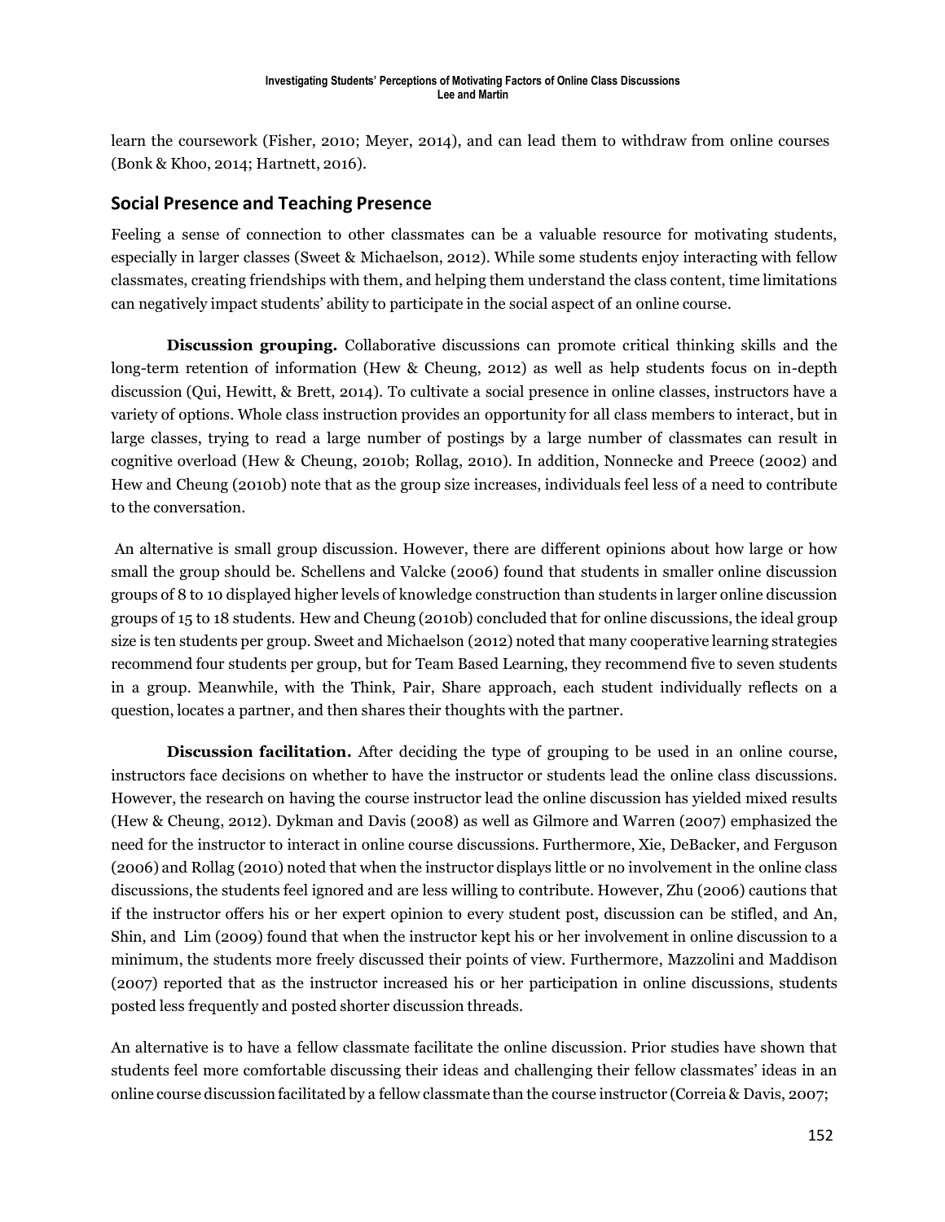learn the coursework (Fisher, 2010; Meyer, 2014), and can lead them to withdraw from online courses (Bonk & Khoo, 2014; Hartnett, 2016).

## Social Presence and Teaching Presence

Feeling a sense of connection to other classmates can be a valuable resource for motivating students, especially in larger classes (Sweet & Michaelson, 2012). While some students enjoy interacting with fellow classmates, creating friendships with them, and helping them understand the class content, time limitations can negatively impact students' ability to participate in the social aspect of an online course.

**Discussion grouping.** Collaborative discussions can promote critical thinking skills and the long-term retention of information (Hew & Cheung, 2012) as well as help students focus on in-depth discussion (Qui, Hewitt, & Brett, 2014). To cultivate a social presence in online classes, instructors have a variety of options. Whole class instruction provides an opportunity for all class members to interact, but in large classes, trying to read a large number of postings by a large number of classmates can result in cognitive overload (Hew & Cheung, 2010b; Rollag, 2010). In addition, Nonnecke and Preece (2002) and Hew and Cheung (2010b) note that as the group size increases, individuals feel less of a need to contribute to the conversation.

An alternative is small group discussion. However, there are different opinions about how large or how small the group should be. Schellens and Valcke (2006) found that students in smaller online discussion groups of 8 to 10 displayed higher levels of knowledge construction than students in larger online discussion groups of 15 to 18 students. Hew and Cheung (2010b) concluded that for online discussions, the ideal group size is ten students per group. Sweet and Michaelson (2012) noted that many cooperative learning strategies recommend four students per group, but for Team Based Learning, they recommend five to seven students in a group. Meanwhile, with the Think, Pair, Share approach, each student individually reflects on a question, locates a partner, and then shares their thoughts with the partner.

**Discussion facilitation.** After deciding the type of grouping to be used in an online course, instructors face decisions on whether to have the instructor or students lead the online class discussions. However, the research on having the course instructor lead the online discussion has yielded mixed results (Hew & Cheung, 2012). Dykman and Davis (2008) as well as Gilmore and Warren (2007) emphasized the need for the instructor to interact in online course discussions. Furthermore, Xie, DeBacker, and Ferguson (2006) and Rollag (2010) noted that when the instructor displays little or no involvement in the online class discussions, the students feel ignored and are less willing to contribute. However, Zhu (2006) cautions that if the instructor offers his or her expert opinion to every student post, discussion can be stifled, and An, Shin, and Lim (2009) found that when the instructor kept his or her involvement in online discussion to a minimum, the students more freely discussed their points of view. Furthermore, Mazzolini and Maddison (2007) reported that as the instructor increased his or her participation in online discussions, students posted less frequently and posted shorter discussion threads.

An alternative is to have a fellow classmate facilitate the online discussion. Prior studies have shown that students feel more comfortable discussing their ideas and challenging their fellow classmates' ideas in an online course discussion facilitated by a fellow classmate than the course instructor (Correia & Davis, 2007;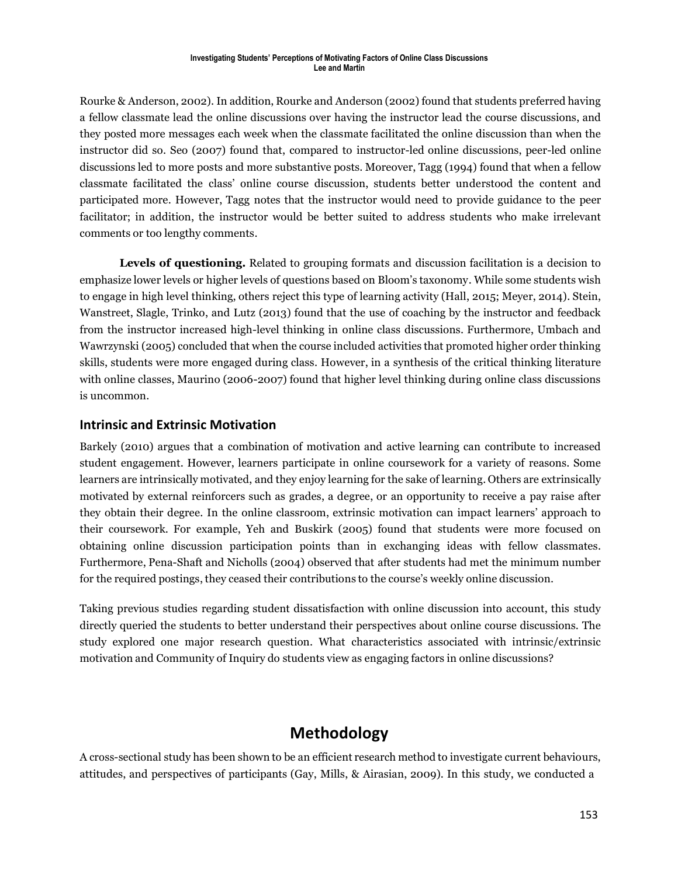Rourke & Anderson, 2002). In addition, Rourke and Anderson (2002) found that students preferred having a fellow classmate lead the online discussions over having the instructor lead the course discussions, and they posted more messages each week when the classmate facilitated the online discussion than when the instructor did so. Seo (2007) found that, compared to instructor-led online discussions, peer-led online discussions led to more posts and more substantive posts. Moreover, Tagg (1994) found that when a fellow classmate facilitated the class' online course discussion, students better understood the content and participated more. However, Tagg notes that the instructor would need to provide guidance to the peer facilitator; in addition, the instructor would be better suited to address students who make irrelevant comments or too lengthy comments.

**Levels of questioning.** Related to grouping formats and discussion facilitation is a decision to emphasize lower levels or higher levels of questions based on Bloom's taxonomy. While some students wish to engage in high level thinking, others reject this type of learning activity (Hall, 2015; Meyer, 2014). Stein, Wanstreet, Slagle, Trinko, and Lutz (2013) found that the use of coaching by the instructor and feedback from the instructor increased high-level thinking in online class discussions. Furthermore, Umbach and Wawrzynski (2005) concluded that when the course included activities that promoted higher order thinking skills, students were more engaged during class. However, in a synthesis of the critical thinking literature with online classes, Maurino (2006-2007) found that higher level thinking during online class discussions is uncommon.

### Intrinsic and Extrinsic Motivation

Barkely (2010) argues that a combination of motivation and active learning can contribute to increased student engagement. However, learners participate in online coursework for a variety of reasons. Some learners are intrinsically motivated, and they enjoy learning for the sake of learning. Others are extrinsically motivated by external reinforcers such as grades, a degree, or an opportunity to receive a pay raise after they obtain their degree. In the online classroom, extrinsic motivation can impact learners' approach to their coursework. For example, Yeh and Buskirk (2005) found that students were more focused on obtaining online discussion participation points than in exchanging ideas with fellow classmates. Furthermore, Pena-Shaft and Nicholls (2004) observed that after students had met the minimum number for the required postings, they ceased their contributions to the course's weekly online discussion.

Taking previous studies regarding student dissatisfaction with online discussion into account, this study directly queried the students to better understand their perspectives about online course discussions. The study explored one major research question. What characteristics associated with intrinsic/extrinsic motivation and Community of Inquiry do students view as engaging factors in online discussions?

## Methodology

A cross-sectional study has been shown to be an efficient research method to investigate current behaviours, attitudes, and perspectives of participants (Gay, Mills, & Airasian, 2009). In this study, we conducted a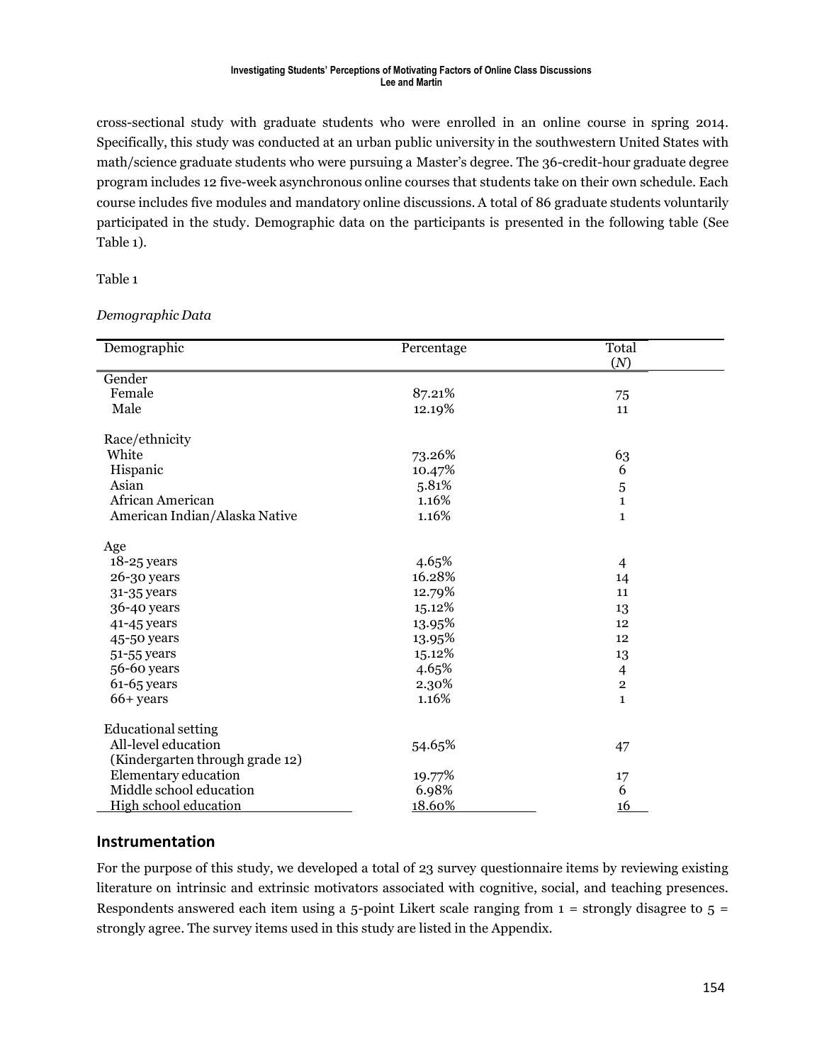cross-sectional study with graduate students who were enrolled in an online course in spring 2014. Specifically, this study was conducted at an urban public university in the southwestern United States with math/science graduate students who were pursuing a Master's degree. The 36-credit-hour graduate degree program includes 12 five-week asynchronous online courses that students take on their own schedule. Each course includes five modules and mandatory online discussions. A total of 86 graduate students voluntarily participated in the study. Demographic data on the participants is presented in the following table (See Table 1).

Table 1

*Demographic Data*

| Demographic | Percentage | Total (*N*) |
|---|---|---|
| Gender | | |
| Female | 87.21% | 75 |
| Male | 12.19% | 11 |
| | | |
| Race/ethnicity | | |
| White | 73.26% | 63 |
| Hispanic | 10.47% | 6 |
| Asian | 5.81% | 5 |
| African American | 1.16% | 1 |
| American Indian/Alaska Native | 1.16% | 1 |
| | | |
| Age | | |
| 18-25 years | 4.65% | 4 |
| 26-30 years | 16.28% | 14 |
| 31-35 years | 12.79% | 11 |
| 36-40 years | 15.12% | 13 |
| 41-45 years | 13.95% | 12 |
| 45-50 years | 13.95% | 12 |
| 51-55 years | 15.12% | 13 |
| 56-60 years | 4.65% | 4 |
| 61-65 years | 2.30% | 2 |
| 66+ years | 1.16% | 1 |
| | | |
| Educational setting | | |
| All-level education (Kindergarten through grade 12) | 54.65% | 47 |
| Elementary education | 19.77% | 17 |
| Middle school education | 6.98% | 6 |
| High school education | 18.60% | 16 |

## Instrumentation

For the purpose of this study, we developed a total of 23 survey questionnaire items by reviewing existing literature on intrinsic and extrinsic motivators associated with cognitive, social, and teaching presences. Respondents answered each item using a 5-point Likert scale ranging from 1 = strongly disagree to 5 = strongly agree. The survey items used in this study are listed in the Appendix.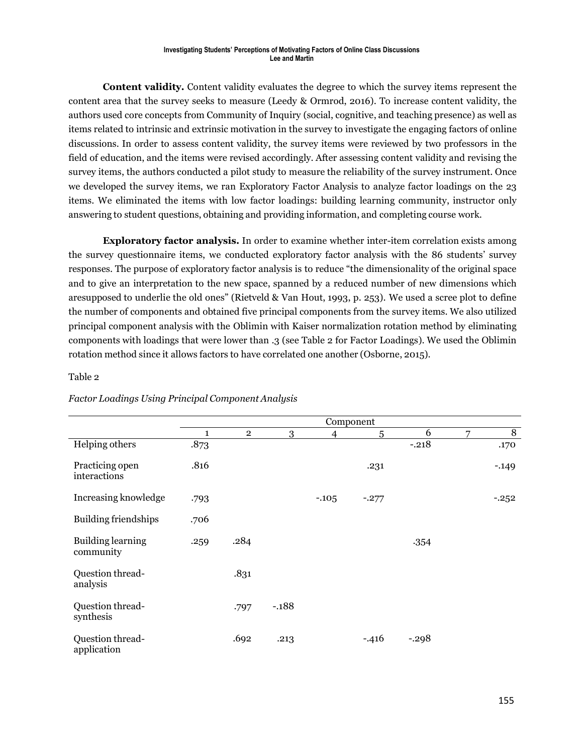**Content validity.** Content validity evaluates the degree to which the survey items represent the content area that the survey seeks to measure (Leedy & Ormrod, 2016). To increase content validity, the authors used core concepts from Community of Inquiry (social, cognitive, and teaching presence) as well as items related to intrinsic and extrinsic motivation in the survey to investigate the engaging factors of online discussions. In order to assess content validity, the survey items were reviewed by two professors in the field of education, and the items were revised accordingly. After assessing content validity and revising the survey items, the authors conducted a pilot study to measure the reliability of the survey instrument. Once we developed the survey items, we ran Exploratory Factor Analysis to analyze factor loadings on the 23 items. We eliminated the items with low factor loadings: building learning community, instructor only answering to student questions, obtaining and providing information, and completing course work.

**Exploratory factor analysis.** In order to examine whether inter-item correlation exists among the survey questionnaire items, we conducted exploratory factor analysis with the 86 students' survey responses. The purpose of exploratory factor analysis is to reduce "the dimensionality of the original space and to give an interpretation to the new space, spanned by a reduced number of new dimensions which aresupposed to underlie the old ones" (Rietveld & Van Hout, 1993, p. 253). We used a scree plot to define the number of components and obtained five principal components from the survey items. We also utilized principal component analysis with the Oblimin with Kaiser normalization rotation method by eliminating components with loadings that were lower than .3 (see Table 2 for Factor Loadings). We used the Oblimin rotation method since it allows factors to have correlated one another (Osborne, 2015).

Table 2

*Factor Loadings Using Principal Component Analysis*

| | Component | | | | | | | |
|---|---|---|---|---|---|---|---|---|
| | 1 | 2 | 3 | 4 | 5 | 6 | 7 | 8 |
| Helping others | .873 | | | | | -.218 | | .170 |
| Practicing open interactions | .816 | | | | .231 | | | -.149 |
| Increasing knowledge | .793 | | | -.105 | -.277 | | | -.252 |
| Building friendships | .706 | | | | | | | |
| Building learning community | .259 | .284 | | | | .354 | | |
| Question thread-analysis | | .831 | | | | | | |
| Question thread-synthesis | | .797 | -.188 | | | | | |
| Question thread-application | | .692 | .213 | | -.416 | -.298 | | |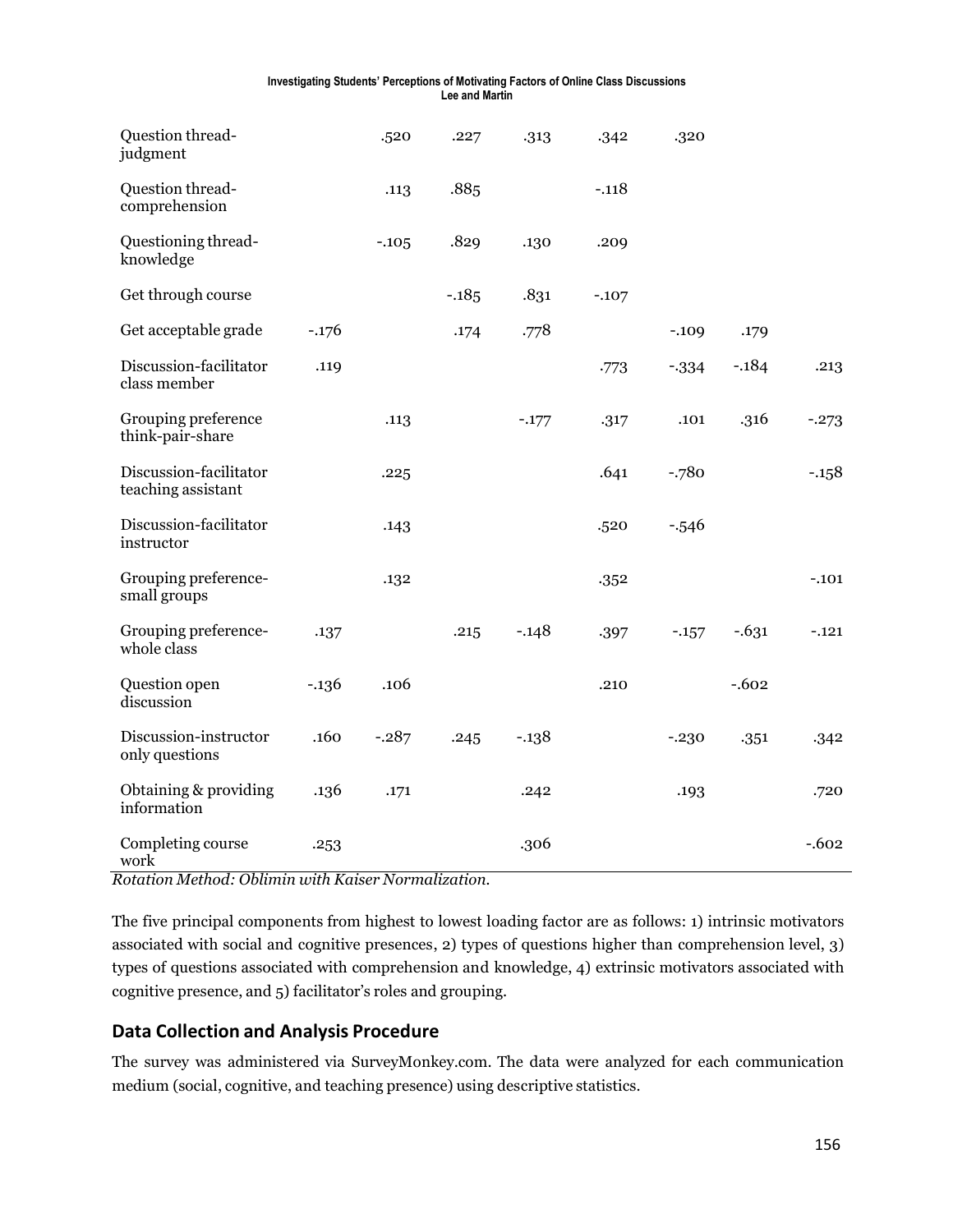| | | | | | | | | |
|---|---|---|---|---|---|---|---|---|
| Question thread-judgment | | .520 | .227 | .313 | .342 | .320 | | |
| Question thread-comprehension | | .113 | .885 | | -.118 | | | |
| Questioning thread-knowledge | | -.105 | .829 | .130 | .209 | | | |
| Get through course | | | -.185 | .831 | -.107 | | | |
| Get acceptable grade | -.176 | | .174 | .778 | | -.109 | .179 | |
| Discussion-facilitator class member | .119 | | | | .773 | -.334 | -.184 | .213 |
| Grouping preference think-pair-share | | .113 | | -.177 | .317 | .101 | .316 | -.273 |
| Discussion-facilitator teaching assistant | | .225 | | | .641 | -.780 | | -.158 |
| Discussion-facilitator instructor | | .143 | | | .520 | -.546 | | |
| Grouping preference-small groups | | .132 | | | .352 | | | -.101 |
| Grouping preference-whole class | .137 | | .215 | -.148 | .397 | -.157 | -.631 | -.121 |
| Question open discussion | -.136 | .106 | | | .210 | | -.602 | |
| Discussion-instructor only questions | .160 | -.287 | .245 | -.138 | | -.230 | .351 | .342 |
| Obtaining & providing information | .136 | .171 | | .242 | | .193 | | .720 |
| Completing course work | .253 | | | .306 | | | | -.602 |

*Rotation Method: Oblimin with Kaiser Normalization.*

The five principal components from highest to lowest loading factor are as follows: 1) intrinsic motivators associated with social and cognitive presences, 2) types of questions higher than comprehension level, 3) types of questions associated with comprehension and knowledge, 4) extrinsic motivators associated with cognitive presence, and 5) facilitator's roles and grouping.

## Data Collection and Analysis Procedure

The survey was administered via SurveyMonkey.com. The data were analyzed for each communication medium (social, cognitive, and teaching presence) using descriptive statistics.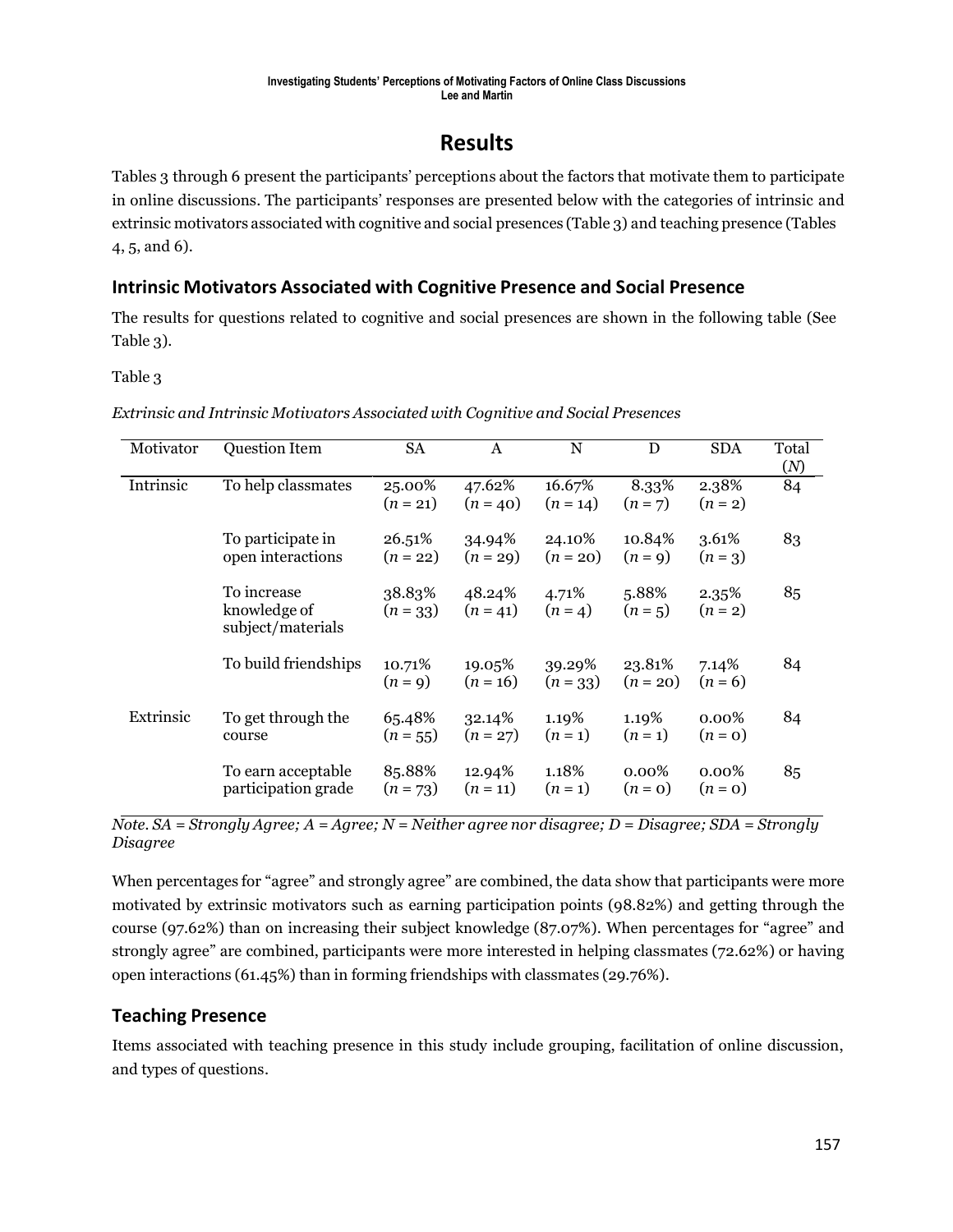## Results

Tables 3 through 6 present the participants' perceptions about the factors that motivate them to participate in online discussions. The participants' responses are presented below with the categories of intrinsic and extrinsic motivators associated with cognitive and social presences (Table 3) and teaching presence (Tables 4, 5, and 6).

### Intrinsic Motivators Associated with Cognitive Presence and Social Presence

The results for questions related to cognitive and social presences are shown in the following table (See Table 3).

Table 3

*Extrinsic and Intrinsic Motivators Associated with Cognitive and Social Presences*

| Motivator | Question Item | SA | A | N | D | SDA | Total (*N*) |
|---|---|---|---|---|---|---|---|
| Intrinsic | To help classmates | 25.00% (*n* = 21) | 47.62% (*n* = 40) | 16.67% (*n* = 14) | 8.33% (*n* = 7) | 2.38% (*n* = 2) | 84 |
| | To participate in open interactions | 26.51% (*n* = 22) | 34.94% (*n* = 29) | 24.10% (*n* = 20) | 10.84% (*n* = 9) | 3.61% (*n* = 3) | 83 |
| | To increase knowledge of subject/materials | 38.83% (*n* = 33) | 48.24% (*n* = 41) | 4.71% (*n* = 4) | 5.88% (*n* = 5) | 2.35% (*n* = 2) | 85 |
| | To build friendships | 10.71% (*n* = 9) | 19.05% (*n* = 16) | 39.29% (*n* = 33) | 23.81% (*n* = 20) | 7.14% (*n* = 6) | 84 |
| Extrinsic | To get through the course | 65.48% (*n* = 55) | 32.14% (*n* = 27) | 1.19% (*n* = 1) | 1.19% (*n* = 1) | 0.00% (*n* = 0) | 84 |
| | To earn acceptable participation grade | 85.88% (*n* = 73) | 12.94% (*n* = 11) | 1.18% (*n* = 1) | 0.00% (*n* = 0) | 0.00% (*n* = 0) | 85 |

*Note. SA = Strongly Agree; A = Agree; N = Neither agree nor disagree; D = Disagree; SDA = Strongly Disagree*

When percentages for "agree" and strongly agree" are combined, the data show that participants were more motivated by extrinsic motivators such as earning participation points (98.82%) and getting through the course (97.62%) than on increasing their subject knowledge (87.07%). When percentages for "agree" and strongly agree" are combined, participants were more interested in helping classmates (72.62%) or having open interactions (61.45%) than in forming friendships with classmates (29.76%).

### Teaching Presence

Items associated with teaching presence in this study include grouping, facilitation of online discussion, and types of questions.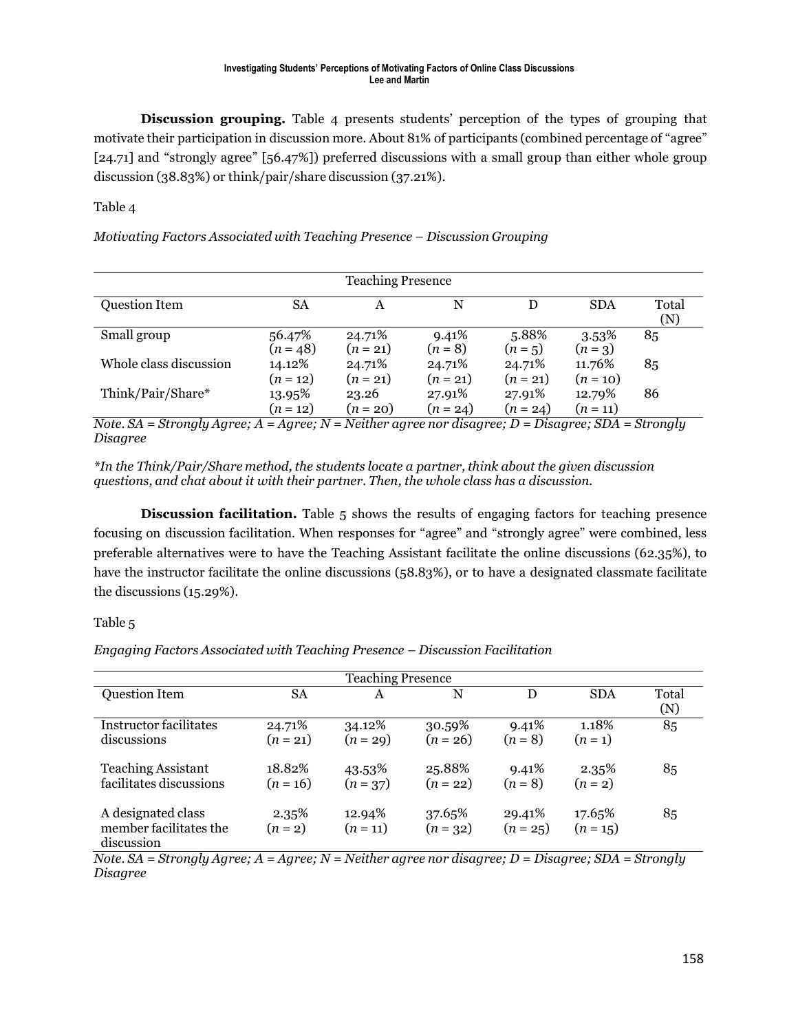**Discussion grouping.** Table 4 presents students' perception of the types of grouping that motivate their participation in discussion more. About 81% of participants (combined percentage of "agree" [24.71] and "strongly agree" [56.47%]) preferred discussions with a small group than either whole group discussion (38.83%) or think/pair/share discussion (37.21%).

Table 4

*Motivating Factors Associated with Teaching Presence – Discussion Grouping*

| Teaching Presence | | | | | | |
|---|---|---|---|---|---|---|
| Question Item | SA | A | N | D | SDA | Total (N) |
| Small group | 56.47% (*n* = 48) | 24.71% (*n* = 21) | 9.41% (*n* = 8) | 5.88% (*n* = 5) | 3.53% (*n* = 3) | 85 |
| Whole class discussion | 14.12% (*n* = 12) | 24.71% (*n* = 21) | 24.71% (*n* = 21) | 24.71% (*n* = 21) | 11.76% (*n* = 10) | 85 |
| Think/Pair/Share* | 13.95% (*n* = 12) | 23.26 (*n* = 20) | 27.91% (*n* = 24) | 27.91% (*n* = 24) | 12.79% (*n* = 11) | 86 |

*Note*. *SA = Strongly Agree; A = Agree; N = Neither agree nor disagree; D = Disagree; SDA = Strongly Disagree*

*\*In the Think/Pair/Share method, the students locate a partner, think about the given discussion questions, and chat about it with their partner. Then, the whole class has a discussion.*

**Discussion facilitation.** Table 5 shows the results of engaging factors for teaching presence focusing on discussion facilitation. When responses for "agree" and "strongly agree" were combined, less preferable alternatives were to have the Teaching Assistant facilitate the online discussions (62.35%), to have the instructor facilitate the online discussions (58.83%), or to have a designated classmate facilitate the discussions (15.29%).

Table 5

*Engaging Factors Associated with Teaching Presence – Discussion Facilitation*

| Teaching Presence | | | | | | |
|---|---|---|---|---|---|---|
| Question Item | SA | A | N | D | SDA | Total (N) |
| Instructor facilitates discussions | 24.71% (*n* = 21) | 34.12% (*n* = 29) | 30.59% (*n* = 26) | 9.41% (*n* = 8) | 1.18% (*n* = 1) | 85 |
| Teaching Assistant facilitates discussions | 18.82% (*n* = 16) | 43.53% (*n* = 37) | 25.88% (*n* = 22) | 9.41% (*n* = 8) | 2.35% (*n* = 2) | 85 |
| A designated class member facilitates the discussion | 2.35% (*n* = 2) | 12.94% (*n* = 11) | 37.65% (*n* = 32) | 29.41% (*n* = 25) | 17.65% (*n* = 15) | 85 |

*Note*. *SA = Strongly Agree; A = Agree; N = Neither agree nor disagree; D = Disagree; SDA = Strongly Disagree*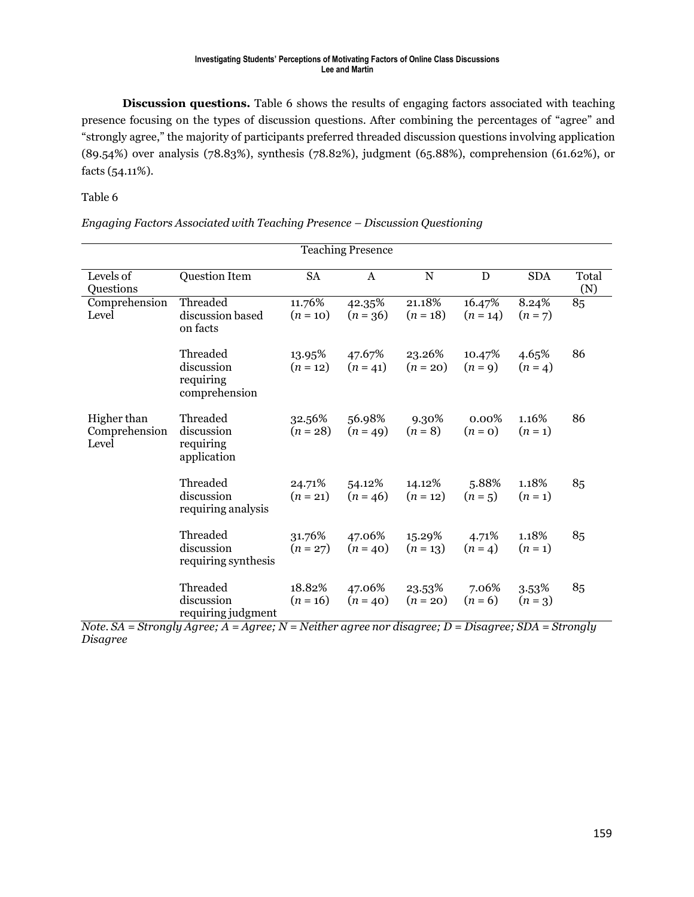**Discussion questions.** Table 6 shows the results of engaging factors associated with teaching presence focusing on the types of discussion questions. After combining the percentages of "agree" and "strongly agree," the majority of participants preferred threaded discussion questions involving application (89.54%) over analysis (78.83%), synthesis (78.82%), judgment (65.88%), comprehension (61.62%), or facts (54.11%).

Table 6

*Engaging Factors Associated with Teaching Presence – Discussion Questioning*

| Teaching Presence | | | | | | | |
|---|---|---|---|---|---|---|---|
| Levels of Questions | Question Item | SA | A | N | D | SDA | Total (N) |
| Comprehension Level | Threaded discussion based on facts | 11.76% ($n$ = 10) | 42.35% ($n$ = 36) | 21.18% ($n$ = 18) | 16.47% ($n$ = 14) | 8.24% ($n$ = 7) | 85 |
| | Threaded discussion requiring comprehension | 13.95% ($n$ = 12) | 47.67% ($n$ = 41) | 23.26% ($n$ = 20) | 10.47% ($n$ = 9) | 4.65% ($n$ = 4) | 86 |
| Higher than Comprehension Level | Threaded discussion requiring application | 32.56% ($n$ = 28) | 56.98% ($n$ = 49) | 9.30% ($n$ = 8) | 0.00% ($n$ = 0) | 1.16% ($n$ = 1) | 86 |
| | Threaded discussion requiring analysis | 24.71% ($n$ = 21) | 54.12% ($n$ = 46) | 14.12% ($n$ = 12) | 5.88% ($n$ = 5) | 1.18% ($n$ = 1) | 85 |
| | Threaded discussion requiring synthesis | 31.76% ($n$ = 27) | 47.06% ($n$ = 40) | 15.29% ($n$ = 13) | 4.71% ($n$ = 4) | 1.18% ($n$ = 1) | 85 |
| | Threaded discussion requiring judgment | 18.82% ($n$ = 16) | 47.06% ($n$ = 40) | 23.53% ($n$ = 20) | 7.06% ($n$ = 6) | 3.53% ($n$ = 3) | 85 |

*Note. SA = Strongly Agree; A = Agree; N = Neither agree nor disagree; D = Disagree; SDA = Strongly Disagree*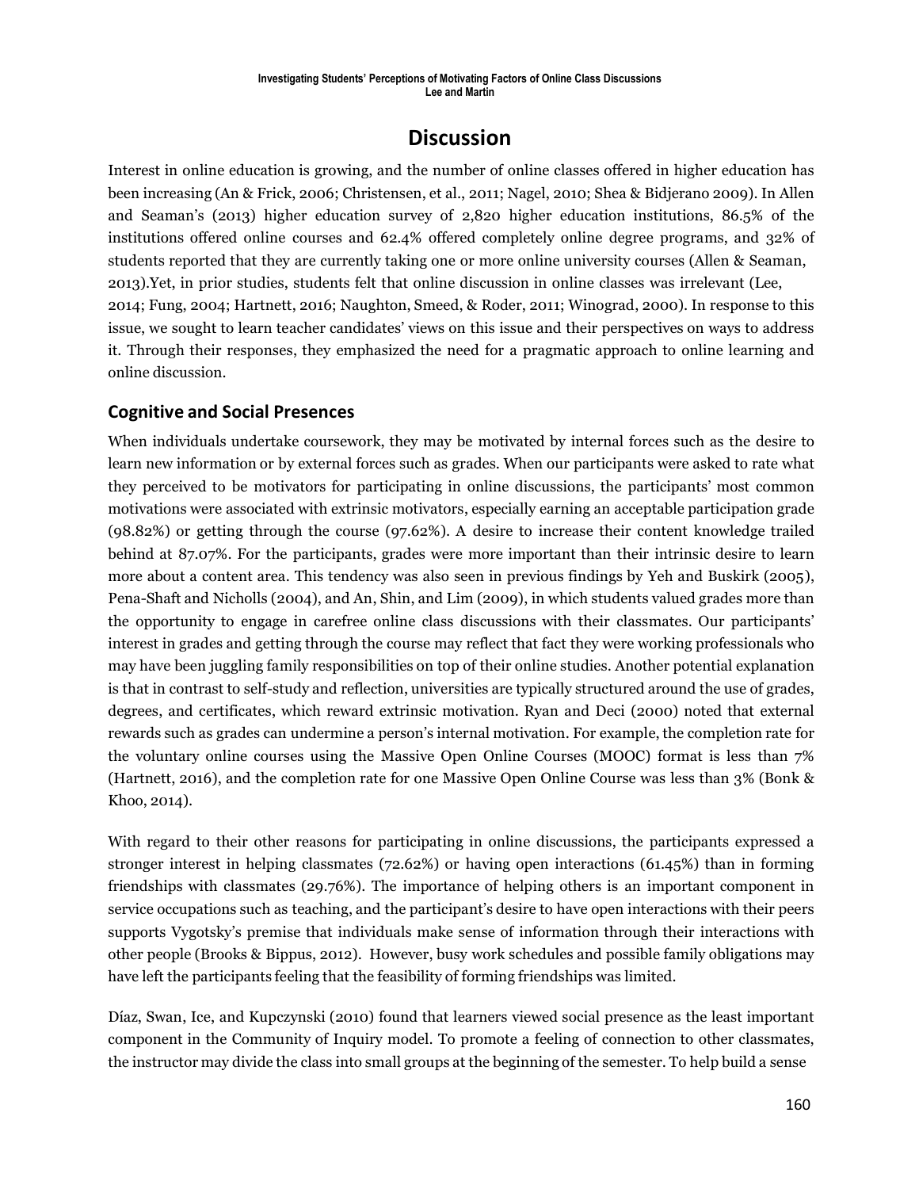# Discussion

Interest in online education is growing, and the number of online classes offered in higher education has been increasing (An & Frick, 2006; Christensen, et al., 2011; Nagel, 2010; Shea & Bidjerano 2009). In Allen and Seaman's (2013) higher education survey of 2,820 higher education institutions, 86.5% of the institutions offered online courses and 62.4% offered completely online degree programs, and 32% of students reported that they are currently taking one or more online university courses (Allen & Seaman, 2013).Yet, in prior studies, students felt that online discussion in online classes was irrelevant (Lee, 2014; Fung, 2004; Hartnett, 2016; Naughton, Smeed, & Roder, 2011; Winograd, 2000). In response to this issue, we sought to learn teacher candidates' views on this issue and their perspectives on ways to address it. Through their responses, they emphasized the need for a pragmatic approach to online learning and online discussion.

## Cognitive and Social Presences

When individuals undertake coursework, they may be motivated by internal forces such as the desire to learn new information or by external forces such as grades. When our participants were asked to rate what they perceived to be motivators for participating in online discussions, the participants' most common motivations were associated with extrinsic motivators, especially earning an acceptable participation grade (98.82%) or getting through the course (97.62%). A desire to increase their content knowledge trailed behind at 87.07%. For the participants, grades were more important than their intrinsic desire to learn more about a content area. This tendency was also seen in previous findings by Yeh and Buskirk (2005), Pena-Shaft and Nicholls (2004), and An, Shin, and Lim (2009), in which students valued grades more than the opportunity to engage in carefree online class discussions with their classmates. Our participants' interest in grades and getting through the course may reflect that fact they were working professionals who may have been juggling family responsibilities on top of their online studies. Another potential explanation is that in contrast to self-study and reflection, universities are typically structured around the use of grades, degrees, and certificates, which reward extrinsic motivation. Ryan and Deci (2000) noted that external rewards such as grades can undermine a person's internal motivation. For example, the completion rate for the voluntary online courses using the Massive Open Online Courses (MOOC) format is less than 7% (Hartnett, 2016), and the completion rate for one Massive Open Online Course was less than 3% (Bonk & Khoo, 2014).

With regard to their other reasons for participating in online discussions, the participants expressed a stronger interest in helping classmates (72.62%) or having open interactions (61.45%) than in forming friendships with classmates (29.76%). The importance of helping others is an important component in service occupations such as teaching, and the participant's desire to have open interactions with their peers supports Vygotsky's premise that individuals make sense of information through their interactions with other people (Brooks & Bippus, 2012). However, busy work schedules and possible family obligations may have left the participants feeling that the feasibility of forming friendships was limited.

Díaz, Swan, Ice, and Kupczynski (2010) found that learners viewed social presence as the least important component in the Community of Inquiry model. To promote a feeling of connection to other classmates, the instructor may divide the class into small groups at the beginning of the semester. To help build a sense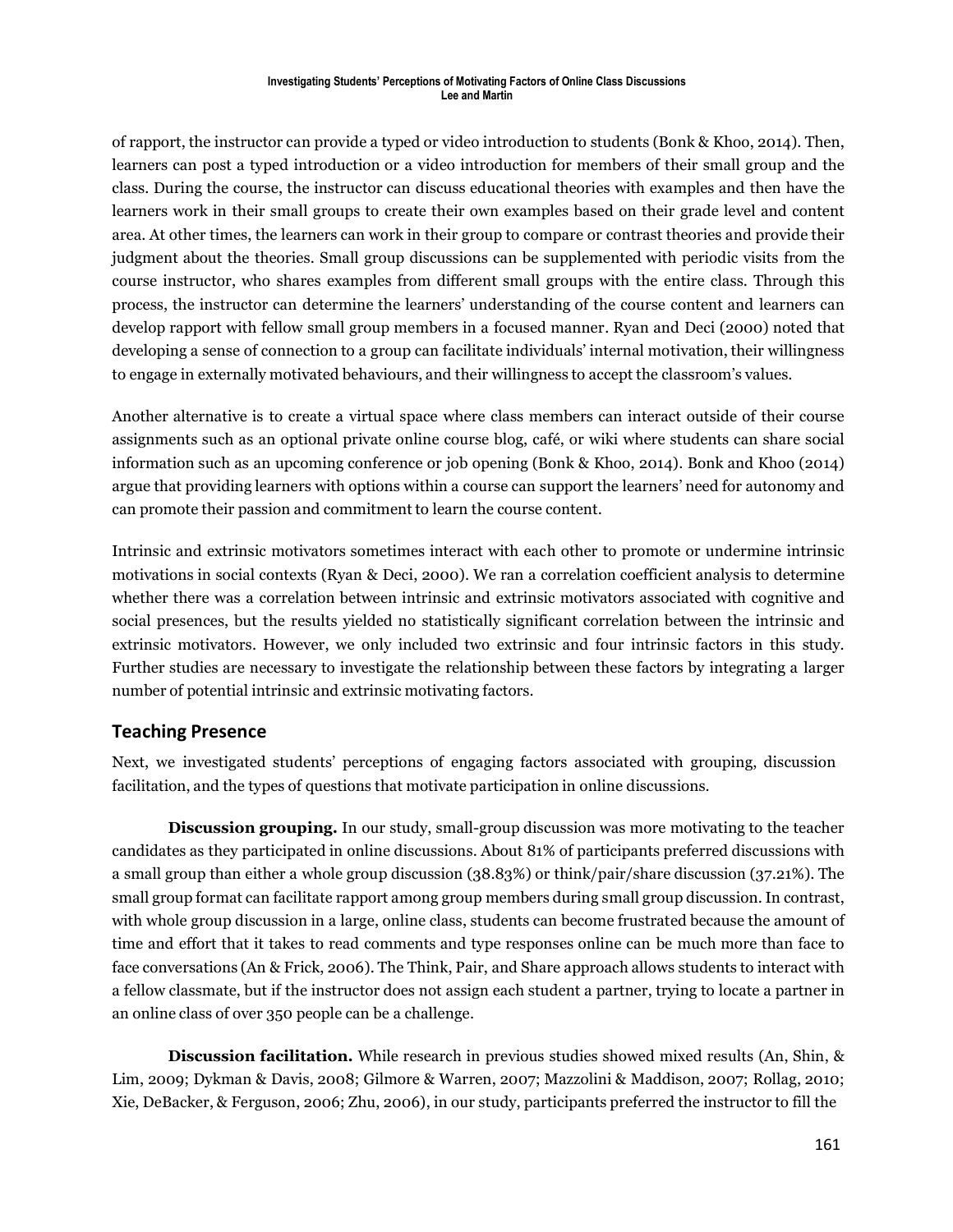of rapport, the instructor can provide a typed or video introduction to students (Bonk & Khoo, 2014). Then, learners can post a typed introduction or a video introduction for members of their small group and the class. During the course, the instructor can discuss educational theories with examples and then have the learners work in their small groups to create their own examples based on their grade level and content area. At other times, the learners can work in their group to compare or contrast theories and provide their judgment about the theories. Small group discussions can be supplemented with periodic visits from the course instructor, who shares examples from different small groups with the entire class. Through this process, the instructor can determine the learners' understanding of the course content and learners can develop rapport with fellow small group members in a focused manner. Ryan and Deci (2000) noted that developing a sense of connection to a group can facilitate individuals' internal motivation, their willingness to engage in externally motivated behaviours, and their willingness to accept the classroom's values.

Another alternative is to create a virtual space where class members can interact outside of their course assignments such as an optional private online course blog, café, or wiki where students can share social information such as an upcoming conference or job opening (Bonk & Khoo, 2014). Bonk and Khoo (2014) argue that providing learners with options within a course can support the learners' need for autonomy and can promote their passion and commitment to learn the course content.

Intrinsic and extrinsic motivators sometimes interact with each other to promote or undermine intrinsic motivations in social contexts (Ryan & Deci, 2000). We ran a correlation coefficient analysis to determine whether there was a correlation between intrinsic and extrinsic motivators associated with cognitive and social presences, but the results yielded no statistically significant correlation between the intrinsic and extrinsic motivators. However, we only included two extrinsic and four intrinsic factors in this study. Further studies are necessary to investigate the relationship between these factors by integrating a larger number of potential intrinsic and extrinsic motivating factors.

## Teaching Presence

Next, we investigated students' perceptions of engaging factors associated with grouping, discussion facilitation, and the types of questions that motivate participation in online discussions.

**Discussion grouping.** In our study, small-group discussion was more motivating to the teacher candidates as they participated in online discussions. About 81% of participants preferred discussions with a small group than either a whole group discussion (38.83%) or think/pair/share discussion (37.21%). The small group format can facilitate rapport among group members during small group discussion. In contrast, with whole group discussion in a large, online class, students can become frustrated because the amount of time and effort that it takes to read comments and type responses online can be much more than face to face conversations (An & Frick, 2006). The Think, Pair, and Share approach allows students to interact with a fellow classmate, but if the instructor does not assign each student a partner, trying to locate a partner in an online class of over 350 people can be a challenge.

**Discussion facilitation.** While research in previous studies showed mixed results (An, Shin, & Lim, 2009; Dykman & Davis, 2008; Gilmore & Warren, 2007; Mazzolini & Maddison, 2007; Rollag, 2010; Xie, DeBacker, & Ferguson, 2006; Zhu, 2006), in our study, participants preferred the instructor to fill the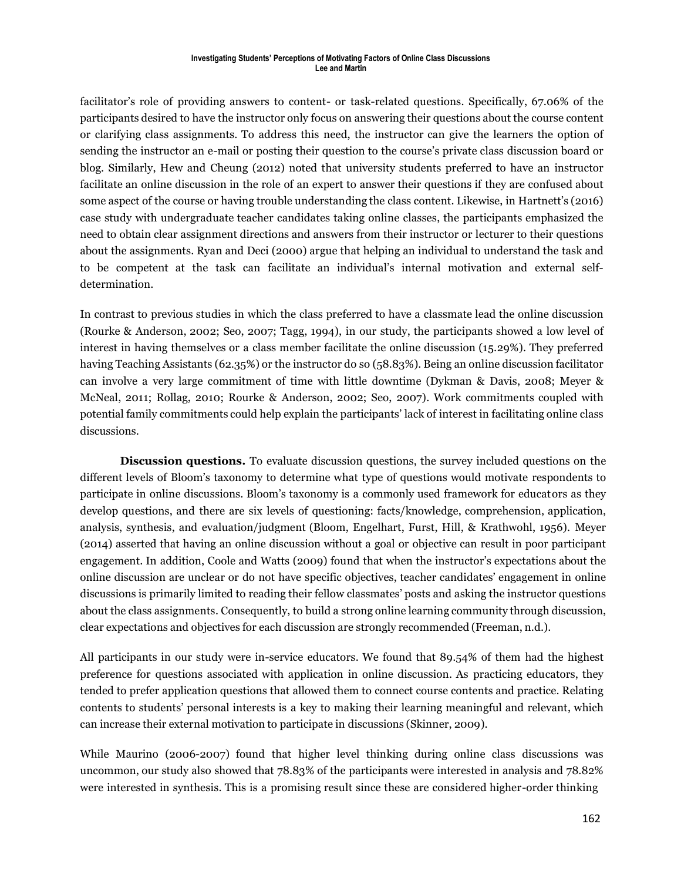facilitator's role of providing answers to content- or task-related questions. Specifically, 67.06% of the participants desired to have the instructor only focus on answering their questions about the course content or clarifying class assignments. To address this need, the instructor can give the learners the option of sending the instructor an e-mail or posting their question to the course's private class discussion board or blog. Similarly, Hew and Cheung (2012) noted that university students preferred to have an instructor facilitate an online discussion in the role of an expert to answer their questions if they are confused about some aspect of the course or having trouble understanding the class content. Likewise, in Hartnett's (2016) case study with undergraduate teacher candidates taking online classes, the participants emphasized the need to obtain clear assignment directions and answers from their instructor or lecturer to their questions about the assignments. Ryan and Deci (2000) argue that helping an individual to understand the task and to be competent at the task can facilitate an individual's internal motivation and external self-determination.

In contrast to previous studies in which the class preferred to have a classmate lead the online discussion (Rourke & Anderson, 2002; Seo, 2007; Tagg, 1994), in our study, the participants showed a low level of interest in having themselves or a class member facilitate the online discussion (15.29%). They preferred having Teaching Assistants (62.35%) or the instructor do so (58.83%). Being an online discussion facilitator can involve a very large commitment of time with little downtime (Dykman & Davis, 2008; Meyer & McNeal, 2011; Rollag, 2010; Rourke & Anderson, 2002; Seo, 2007). Work commitments coupled with potential family commitments could help explain the participants' lack of interest in facilitating online class discussions.

**Discussion questions.** To evaluate discussion questions, the survey included questions on the different levels of Bloom's taxonomy to determine what type of questions would motivate respondents to participate in online discussions. Bloom's taxonomy is a commonly used framework for educators as they develop questions, and there are six levels of questioning: facts/knowledge, comprehension, application, analysis, synthesis, and evaluation/judgment (Bloom, Engelhart, Furst, Hill, & Krathwohl, 1956). Meyer (2014) asserted that having an online discussion without a goal or objective can result in poor participant engagement. In addition, Coole and Watts (2009) found that when the instructor's expectations about the online discussion are unclear or do not have specific objectives, teacher candidates' engagement in online discussions is primarily limited to reading their fellow classmates' posts and asking the instructor questions about the class assignments. Consequently, to build a strong online learning community through discussion, clear expectations and objectives for each discussion are strongly recommended (Freeman, n.d.).

All participants in our study were in-service educators. We found that 89.54% of them had the highest preference for questions associated with application in online discussion. As practicing educators, they tended to prefer application questions that allowed them to connect course contents and practice. Relating contents to students' personal interests is a key to making their learning meaningful and relevant, which can increase their external motivation to participate in discussions (Skinner, 2009).

While Maurino (2006-2007) found that higher level thinking during online class discussions was uncommon, our study also showed that 78.83% of the participants were interested in analysis and 78.82% were interested in synthesis. This is a promising result since these are considered higher-order thinking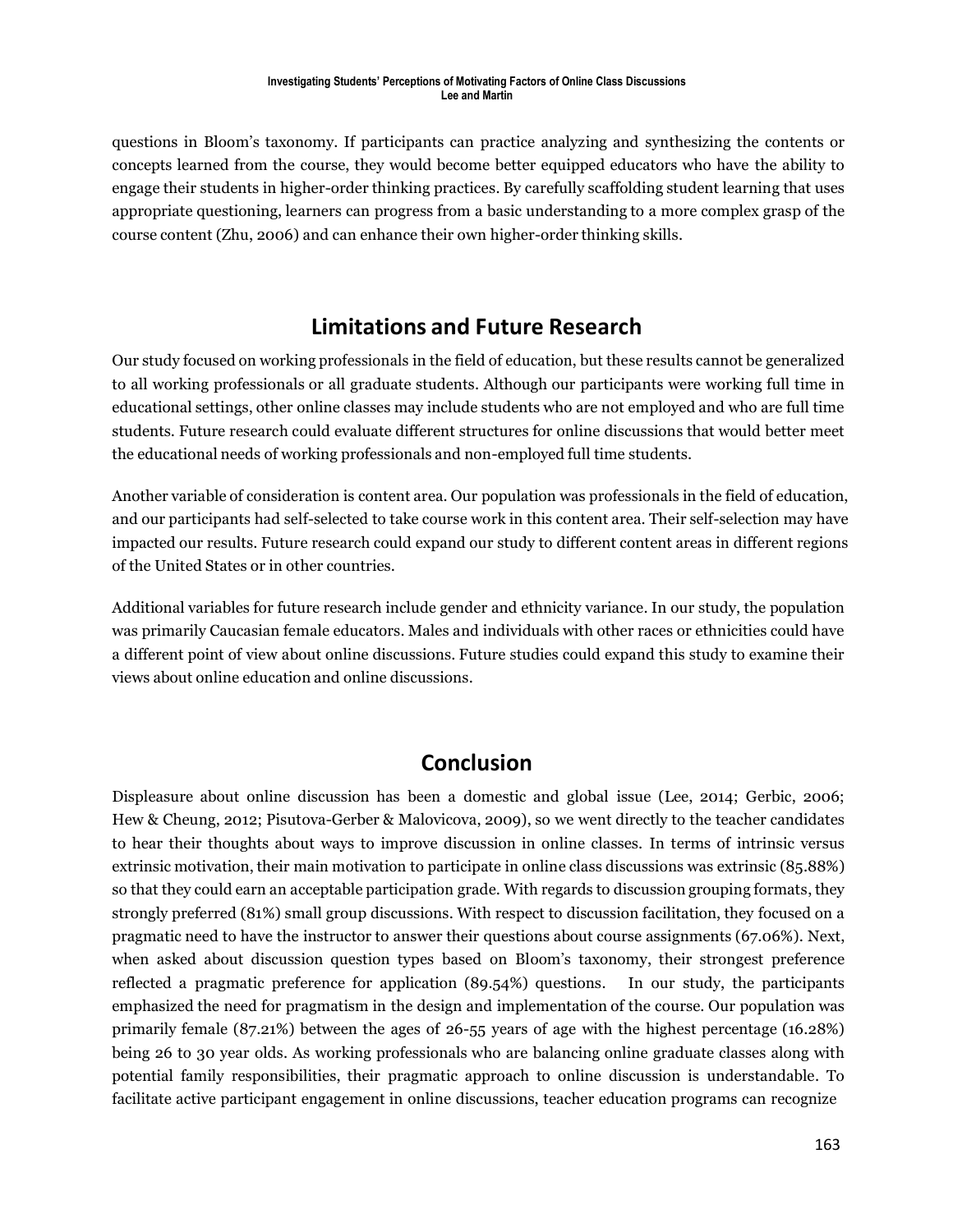questions in Bloom's taxonomy. If participants can practice analyzing and synthesizing the contents or concepts learned from the course, they would become better equipped educators who have the ability to engage their students in higher-order thinking practices. By carefully scaffolding student learning that uses appropriate questioning, learners can progress from a basic understanding to a more complex grasp of the course content (Zhu, 2006) and can enhance their own higher-order thinking skills.

## Limitations and Future Research

Our study focused on working professionals in the field of education, but these results cannot be generalized to all working professionals or all graduate students. Although our participants were working full time in educational settings, other online classes may include students who are not employed and who are full time students. Future research could evaluate different structures for online discussions that would better meet the educational needs of working professionals and non-employed full time students.

Another variable of consideration is content area. Our population was professionals in the field of education, and our participants had self-selected to take course work in this content area. Their self-selection may have impacted our results. Future research could expand our study to different content areas in different regions of the United States or in other countries.

Additional variables for future research include gender and ethnicity variance. In our study, the population was primarily Caucasian female educators. Males and individuals with other races or ethnicities could have a different point of view about online discussions. Future studies could expand this study to examine their views about online education and online discussions.

## Conclusion

Displeasure about online discussion has been a domestic and global issue (Lee, 2014; Gerbic, 2006; Hew & Cheung, 2012; Pisutova-Gerber & Malovicova, 2009), so we went directly to the teacher candidates to hear their thoughts about ways to improve discussion in online classes. In terms of intrinsic versus extrinsic motivation, their main motivation to participate in online class discussions was extrinsic (85.88%) so that they could earn an acceptable participation grade. With regards to discussion grouping formats, they strongly preferred (81%) small group discussions. With respect to discussion facilitation, they focused on a pragmatic need to have the instructor to answer their questions about course assignments (67.06%). Next, when asked about discussion question types based on Bloom's taxonomy, their strongest preference reflected a pragmatic preference for application (89.54%) questions. In our study, the participants emphasized the need for pragmatism in the design and implementation of the course. Our population was primarily female (87.21%) between the ages of 26-55 years of age with the highest percentage (16.28%) being 26 to 30 year olds. As working professionals who are balancing online graduate classes along with potential family responsibilities, their pragmatic approach to online discussion is understandable. To facilitate active participant engagement in online discussions, teacher education programs can recognize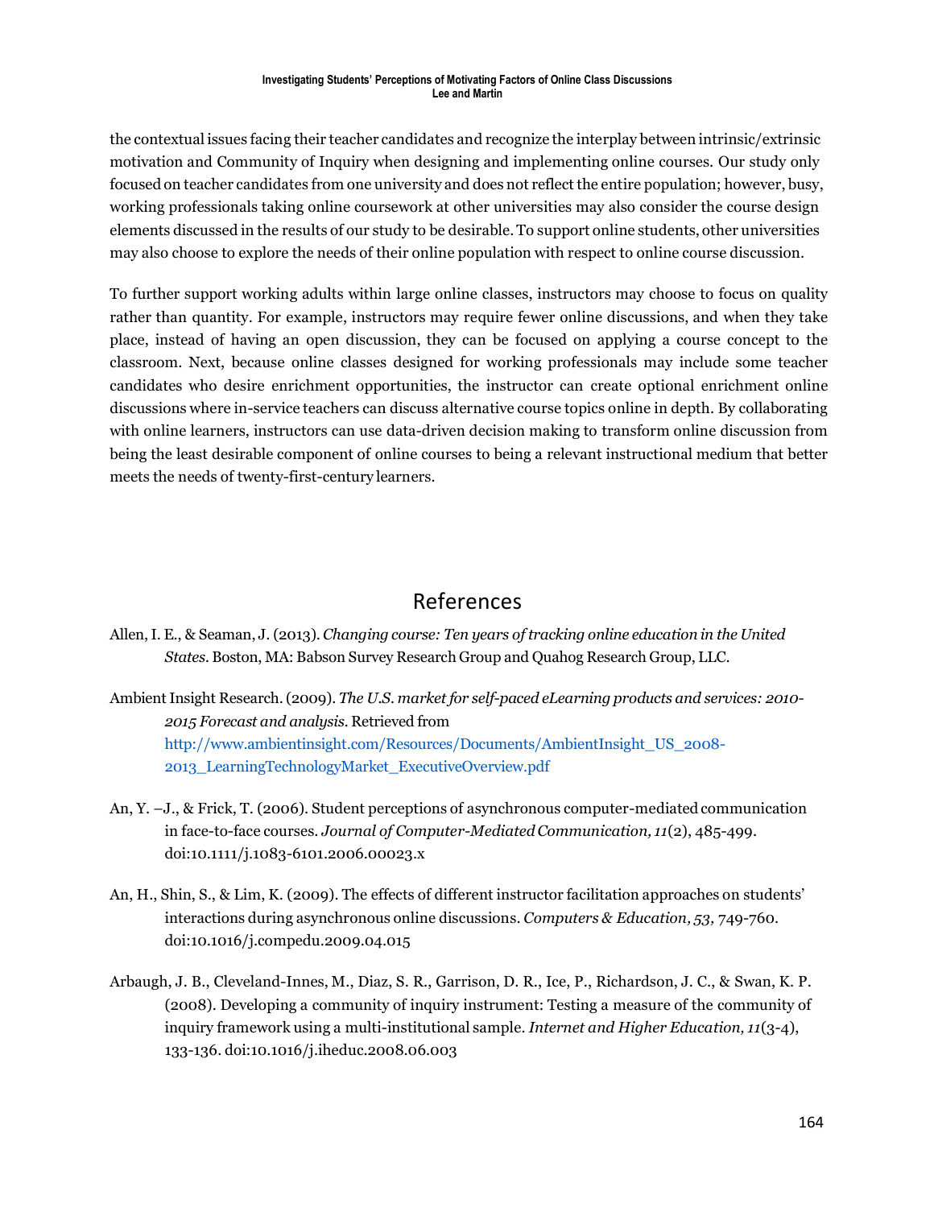the contextual issues facing their teacher candidates and recognize the interplay between intrinsic/extrinsic motivation and Community of Inquiry when designing and implementing online courses. Our study only focused on teacher candidates from one university and does not reflect the entire population; however, busy, working professionals taking online coursework at other universities may also consider the course design elements discussed in the results of our study to be desirable. To support online students, other universities may also choose to explore the needs of their online population with respect to online course discussion.

To further support working adults within large online classes, instructors may choose to focus on quality rather than quantity. For example, instructors may require fewer online discussions, and when they take place, instead of having an open discussion, they can be focused on applying a course concept to the classroom. Next, because online classes designed for working professionals may include some teacher candidates who desire enrichment opportunities, the instructor can create optional enrichment online discussions where in-service teachers can discuss alternative course topics online in depth. By collaborating with online learners, instructors can use data-driven decision making to transform online discussion from being the least desirable component of online courses to being a relevant instructional medium that better meets the needs of twenty-first-century learners.

## References

Allen, I. E., & Seaman, J. (2013). *Changing course: Ten years of tracking online education in the United States*. Boston, MA: Babson Survey Research Group and Quahog Research Group, LLC.

Ambient Insight Research. (2009). *The U.S. market for self-paced eLearning products and services: 2010-2015 Forecast and analysis*. Retrieved from http://www.ambientinsight.com/Resources/Documents/AmbientInsight_US_2008-2013_LearningTechnologyMarket_ExecutiveOverview.pdf

An, Y. –J., & Frick, T. (2006). Student perceptions of asynchronous computer-mediated communication in face-to-face courses. *Journal of Computer-Mediated Communication, 11*(2), 485-499. doi:10.1111/j.1083-6101.2006.00023.x

An, H., Shin, S., & Lim, K. (2009). The effects of different instructor facilitation approaches on students' interactions during asynchronous online discussions. *Computers & Education, 53,* 749-760. doi:10.1016/j.compedu.2009.04.015

Arbaugh, J. B., Cleveland-Innes, M., Diaz, S. R., Garrison, D. R., Ice, P., Richardson, J. C., & Swan, K. P. (2008). Developing a community of inquiry instrument: Testing a measure of the community of inquiry framework using a multi-institutional sample. *Internet and Higher Education, 11*(3-4), 133-136. doi:10.1016/j.iheduc.2008.06.003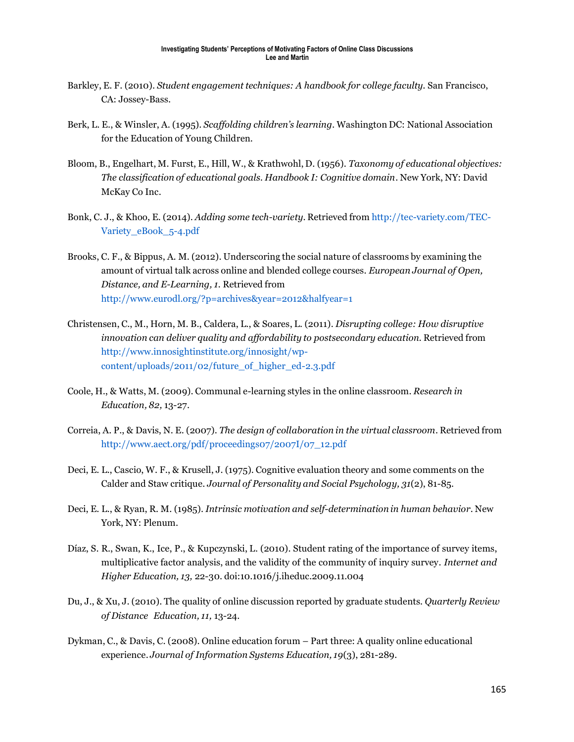Barkley, E. F. (2010). *Student engagement techniques: A handbook for college faculty.* San Francisco, CA: Jossey-Bass.

Berk, L. E., & Winsler, A. (1995). *Scaffolding children's learning*. Washington DC: National Association for the Education of Young Children.

Bloom, B., Engelhart, M. Furst, E., Hill, W., & Krathwohl, D. (1956). *Taxonomy of educational objectives: The classification of educational goals. Handbook I: Cognitive domain*. New York, NY: David McKay Co Inc.

Bonk, C. J., & Khoo, E. (2014). *Adding some tech-variety*. Retrieved from http://tec-variety.com/TEC-Variety_eBook_5-4.pdf

Brooks, C. F., & Bippus, A. M. (2012). Underscoring the social nature of classrooms by examining the amount of virtual talk across online and blended college courses. *European Journal of Open, Distance, and E-Learning, 1.* Retrieved from http://www.eurodl.org/?p=archives&year=2012&halfyear=1

Christensen, C., M., Horn, M. B., Caldera, L., & Soares, L. (2011). *Disrupting college: How disruptive innovation can deliver quality and affordability to postsecondary education.* Retrieved from http://www.innosightinstitute.org/innosight/wp-content/uploads/2011/02/future_of_higher_ed-2.3.pdf

Coole, H., & Watts, M. (2009). Communal e-learning styles in the online classroom. *Research in Education, 82,* 13-27.

Correia, A. P., & Davis, N. E. (2007). *The design of collaboration in the virtual classroom*. Retrieved from http://www.aect.org/pdf/proceedings07/2007I/07_12.pdf

Deci, E. L., Cascio, W. F., & Krusell, J. (1975). Cognitive evaluation theory and some comments on the Calder and Staw critique. *Journal of Personality and Social Psychology, 31*(2), 81-85.

Deci, E. L., & Ryan, R. M. (1985). *Intrinsic motivation and self-determination in human behavior*. New York, NY: Plenum.

Díaz, S. R., Swan, K., Ice, P., & Kupczynski, L. (2010). Student rating of the importance of survey items, multiplicative factor analysis, and the validity of the community of inquiry survey. *Internet and Higher Education, 13,* 22-30. doi:10.1016/j.iheduc.2009.11.004

Du, J., & Xu, J. (2010). The quality of online discussion reported by graduate students. *Quarterly Review of Distance Education, 11,* 13-24.

Dykman, C., & Davis, C. (2008). Online education forum – Part three: A quality online educational experience. *Journal of Information Systems Education, 19*(3), 281-289.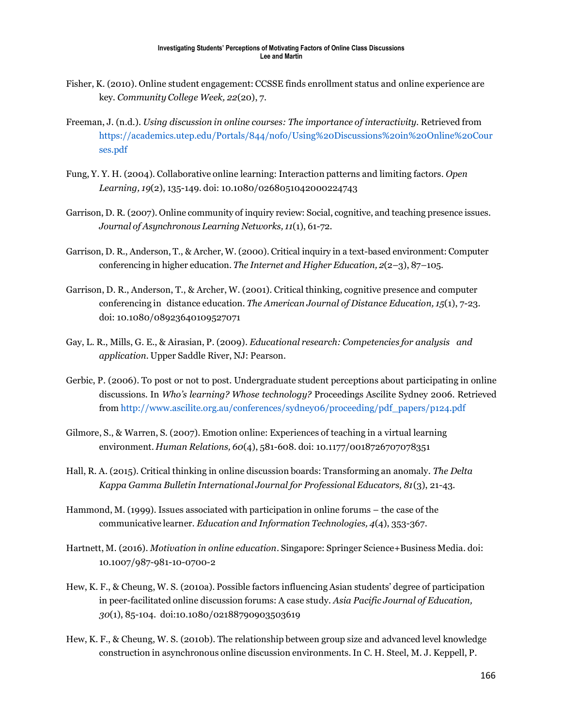Fisher, K. (2010). Online student engagement: CCSSE finds enrollment status and online experience are key. *Community College Week, 22*(20), 7.

Freeman, J. (n.d.). *Using discussion in online courses: The importance of interactivity.* Retrieved from https://academics.utep.edu/Portals/844/nofo/Using%20Discussions%20in%20Online%20Courses.pdf

Fung, Y. Y. H. (2004). Collaborative online learning: Interaction patterns and limiting factors. *Open Learning, 19*(2), 135-149. doi: 10.1080/0268051042000224743

Garrison, D. R. (2007). Online community of inquiry review: Social, cognitive, and teaching presence issues. *Journal of Asynchronous Learning Networks, 11*(1), 61-72.

Garrison, D. R., Anderson, T., & Archer, W. (2000). Critical inquiry in a text-based environment: Computer conferencing in higher education. *The Internet and Higher Education, 2*(2–3), 87–105.

Garrison, D. R., Anderson, T., & Archer, W. (2001). Critical thinking, cognitive presence and computer conferencing in distance education. *The American Journal of Distance Education, 15*(1), 7-23. doi: 10.1080/08923640109527071

Gay, L. R., Mills, G. E., & Airasian, P. (2009). *Educational research: Competencies for analysis and application*. Upper Saddle River, NJ: Pearson.

Gerbic, P. (2006). To post or not to post. Undergraduate student perceptions about participating in online discussions. In *Who's learning? Whose technology?* Proceedings Ascilite Sydney 2006. Retrieved from http://www.ascilite.org.au/conferences/sydney06/proceeding/pdf_papers/p124.pdf

Gilmore, S., & Warren, S. (2007). Emotion online: Experiences of teaching in a virtual learning environment. *Human Relations, 60*(4), 581-608. doi: 10.1177/0018726707078351

Hall, R. A. (2015). Critical thinking in online discussion boards: Transforming an anomaly. *The Delta Kappa Gamma Bulletin International Journal for Professional Educators, 81*(3), 21-43.

Hammond, M. (1999). Issues associated with participation in online forums – the case of the communicative learner. *Education and Information Technologies, 4*(4), 353-367.

Hartnett, M. (2016). *Motivation in online education*. Singapore: Springer Science+Business Media. doi: 10.1007/987-981-10-0700-2

Hew, K. F., & Cheung, W. S. (2010a). Possible factors influencing Asian students' degree of participation in peer-facilitated online discussion forums: A case study. *Asia Pacific Journal of Education, 30*(1), 85-104. doi:10.1080/02188790903503619

Hew, K. F., & Cheung, W. S. (2010b). The relationship between group size and advanced level knowledge construction in asynchronous online discussion environments. In C. H. Steel, M. J. Keppell, P.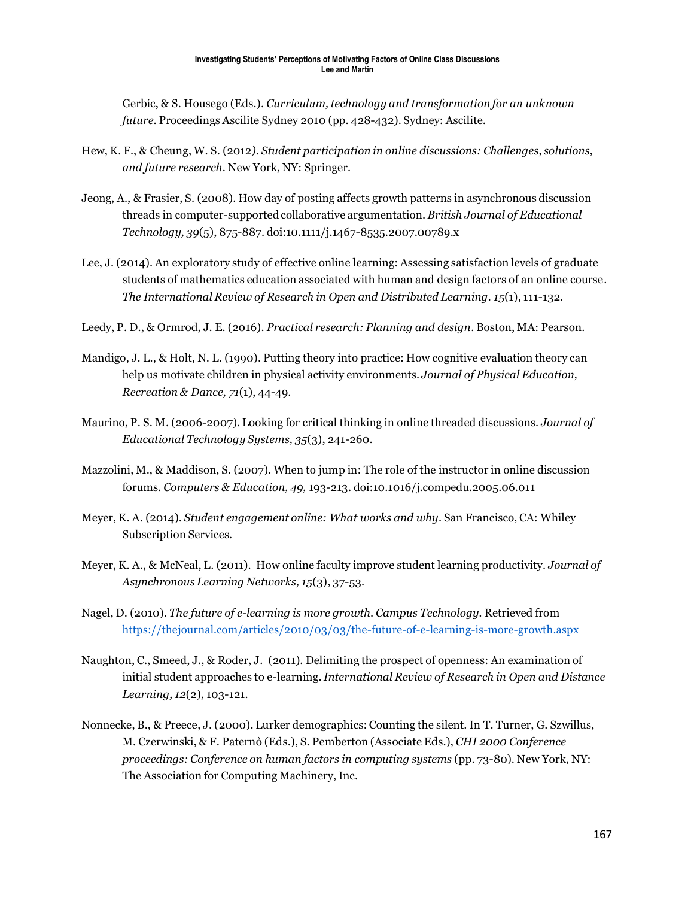Gerbic, & S. Housego (Eds.). *Curriculum, technology and transformation for an unknown future*. Proceedings Ascilite Sydney 2010 (pp. 428-432). Sydney: Ascilite.

Hew, K. F., & Cheung, W. S. (2012). *Student participation in online discussions: Challenges, solutions, and future research*. New York, NY: Springer.

Jeong, A., & Frasier, S. (2008). How day of posting affects growth patterns in asynchronous discussion threads in computer-supported collaborative argumentation. *British Journal of Educational Technology, 39*(5), 875-887. doi:10.1111/j.1467-8535.2007.00789.x

Lee, J. (2014). An exploratory study of effective online learning: Assessing satisfaction levels of graduate students of mathematics education associated with human and design factors of an online course. *The International Review of Research in Open and Distributed Learning*. *15*(1), 111-132.

Leedy, P. D., & Ormrod, J. E. (2016). *Practical research: Planning and design*. Boston, MA: Pearson.

Mandigo, J. L., & Holt, N. L. (1990). Putting theory into practice: How cognitive evaluation theory can help us motivate children in physical activity environments. *Journal of Physical Education, Recreation & Dance, 71*(1), 44-49.

Maurino, P. S. M. (2006-2007). Looking for critical thinking in online threaded discussions. *Journal of Educational Technology Systems, 35*(3), 241-260.

Mazzolini, M., & Maddison, S. (2007). When to jump in: The role of the instructor in online discussion forums. *Computers & Education, 49,* 193-213. doi:10.1016/j.compedu.2005.06.011

Meyer, K. A. (2014). *Student engagement online: What works and why*. San Francisco, CA: Whiley Subscription Services.

Meyer, K. A., & McNeal, L. (2011). How online faculty improve student learning productivity. *Journal of Asynchronous Learning Networks, 15*(3), 37-53.

Nagel, D. (2010). *The future of e-learning is more growth*. *Campus Technology.* Retrieved from https://thejournal.com/articles/2010/03/03/the-future-of-e-learning-is-more-growth.aspx

Naughton, C., Smeed, J., & Roder, J. (2011). Delimiting the prospect of openness: An examination of initial student approaches to e-learning. *International Review of Research in Open and Distance Learning, 12*(2), 103-121.

Nonnecke, B., & Preece, J. (2000). Lurker demographics: Counting the silent. In T. Turner, G. Szwillus, M. Czerwinski, & F. Paternò (Eds.), S. Pemberton (Associate Eds.), *CHI 2000 Conference proceedings: Conference on human factors in computing systems* (pp. 73-80). New York, NY: The Association for Computing Machinery, Inc.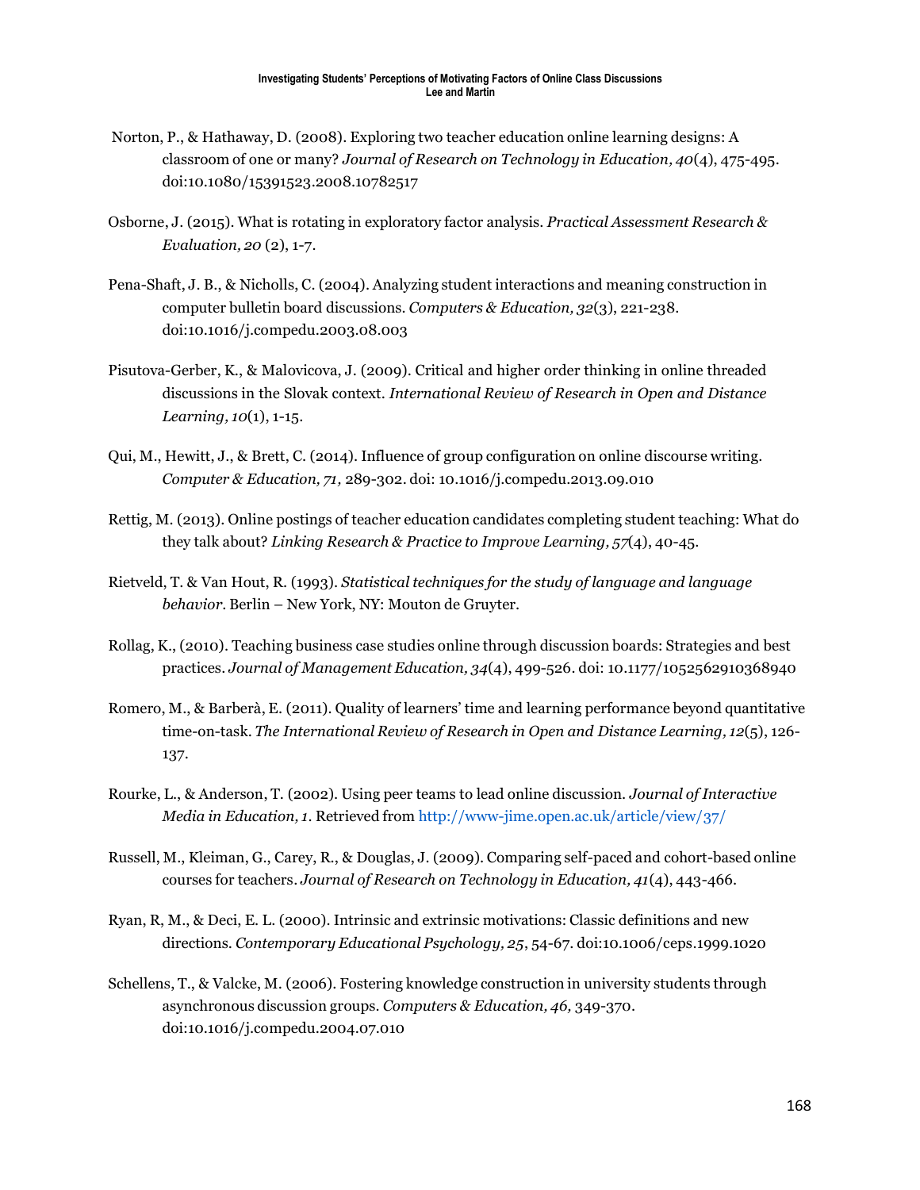Norton, P., & Hathaway, D. (2008). Exploring two teacher education online learning designs: A classroom of one or many? *Journal of Research on Technology in Education, 40*(4), 475-495. doi:10.1080/15391523.2008.10782517

Osborne, J. (2015). What is rotating in exploratory factor analysis. *Practical Assessment Research & Evaluation, 20* (2), 1-7.

Pena-Shaft, J. B., & Nicholls, C. (2004). Analyzing student interactions and meaning construction in computer bulletin board discussions. *Computers & Education, 32*(3), 221-238. doi:10.1016/j.compedu.2003.08.003

Pisutova-Gerber, K., & Malovicova, J. (2009). Critical and higher order thinking in online threaded discussions in the Slovak context. *International Review of Research in Open and Distance Learning, 10*(1), 1-15.

Qui, M., Hewitt, J., & Brett, C. (2014). Influence of group configuration on online discourse writing. *Computer & Education, 71,* 289-302. doi: 10.1016/j.compedu.2013.09.010

Rettig, M. (2013). Online postings of teacher education candidates completing student teaching: What do they talk about? *Linking Research & Practice to Improve Learning, 57*(4), 40-45.

Rietveld, T. & Van Hout, R. (1993). *Statistical techniques for the study of language and language behavior.* Berlin – New York, NY: Mouton de Gruyter.

Rollag, K., (2010). Teaching business case studies online through discussion boards: Strategies and best practices. *Journal of Management Education, 34*(4), 499-526. doi: 10.1177/1052562910368940

Romero, M., & Barberà, E. (2011). Quality of learners' time and learning performance beyond quantitative time-on-task. *The International Review of Research in Open and Distance Learning, 12*(5), 126-137.

Rourke, L., & Anderson, T. (2002). Using peer teams to lead online discussion. *Journal of Interactive Media in Education, 1*. Retrieved from http://www-jime.open.ac.uk/article/view/37/

Russell, M., Kleiman, G., Carey, R., & Douglas, J. (2009). Comparing self-paced and cohort-based online courses for teachers. *Journal of Research on Technology in Education, 41*(4), 443-466.

Ryan, R, M., & Deci, E. L. (2000). Intrinsic and extrinsic motivations: Classic definitions and new directions. *Contemporary Educational Psychology, 25*, 54-67. doi:10.1006/ceps.1999.1020

Schellens, T., & Valcke, M. (2006). Fostering knowledge construction in university students through asynchronous discussion groups. *Computers & Education, 46,* 349-370. doi:10.1016/j.compedu.2004.07.010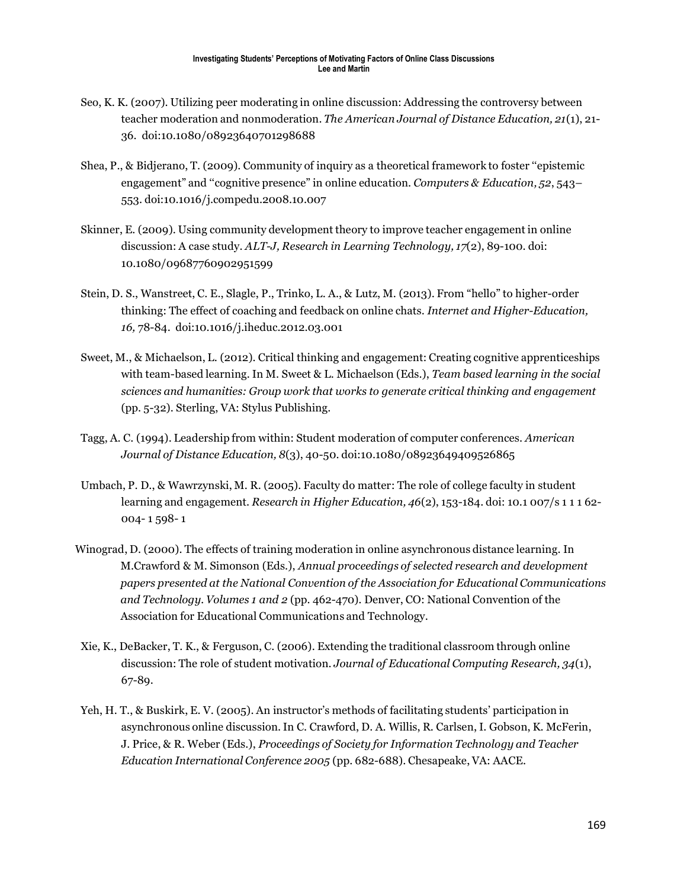Seo, K. K. (2007). Utilizing peer moderating in online discussion: Addressing the controversy between teacher moderation and nonmoderation. *The American Journal of Distance Education, 21*(1), 21-36. doi:10.1080/08923640701298688

Shea, P., & Bidjerano, T. (2009). Community of inquiry as a theoretical framework to foster ‘‘epistemic engagement’’ and ‘‘cognitive presence’’ in online education. *Computers & Education, 52*, 543–553. doi:10.1016/j.compedu.2008.10.007

Skinner, E. (2009). Using community development theory to improve teacher engagement in online discussion: A case study. *ALT-J, Research in Learning Technology, 17*(2), 89-100. doi: 10.1080/09687760902951599

Stein, D. S., Wanstreet, C. E., Slagle, P., Trinko, L. A., & Lutz, M. (2013). From “hello” to higher-order thinking: The effect of coaching and feedback on online chats. *Internet and Higher-Education, 16,* 78-84. doi:10.1016/j.iheduc.2012.03.001

Sweet, M., & Michaelson, L. (2012). Critical thinking and engagement: Creating cognitive apprenticeships with team-based learning. In M. Sweet & L. Michaelson (Eds.), *Team based learning in the social sciences and humanities: Group work that works to generate critical thinking and engagement* (pp. 5-32). Sterling, VA: Stylus Publishing.

Tagg, A. C. (1994). Leadership from within: Student moderation of computer conferences. *American Journal of Distance Education, 8*(3), 40-50. doi:10.1080/08923649409526865

Umbach, P. D., & Wawrzynski, M. R. (2005). Faculty do matter: The role of college faculty in student learning and engagement. *Research in Higher Education, 46*(2), 153-184. doi: 10.1 007/s 1 1 1 62-004- 1 598- 1

Winograd, D. (2000). The effects of training moderation in online asynchronous distance learning. In M.Crawford & M. Simonson (Eds.), *Annual proceedings of selected research and development papers presented at the National Convention of the Association for Educational Communications and Technology. Volumes 1 and 2* (pp. 462-470). Denver, CO: National Convention of the Association for Educational Communications and Technology.

Xie, K., DeBacker, T. K., & Ferguson, C. (2006). Extending the traditional classroom through online discussion: The role of student motivation. *Journal of Educational Computing Research, 34*(1), 67-89.

Yeh, H. T., & Buskirk, E. V. (2005). An instructor’s methods of facilitating students’ participation in asynchronous online discussion. In C. Crawford, D. A. Willis, R. Carlsen, I. Gobson, K. McFerin, J. Price, & R. Weber (Eds.), *Proceedings of Society for Information Technology and Teacher Education International Conference 2005* (pp. 682-688). Chesapeake, VA: AACE.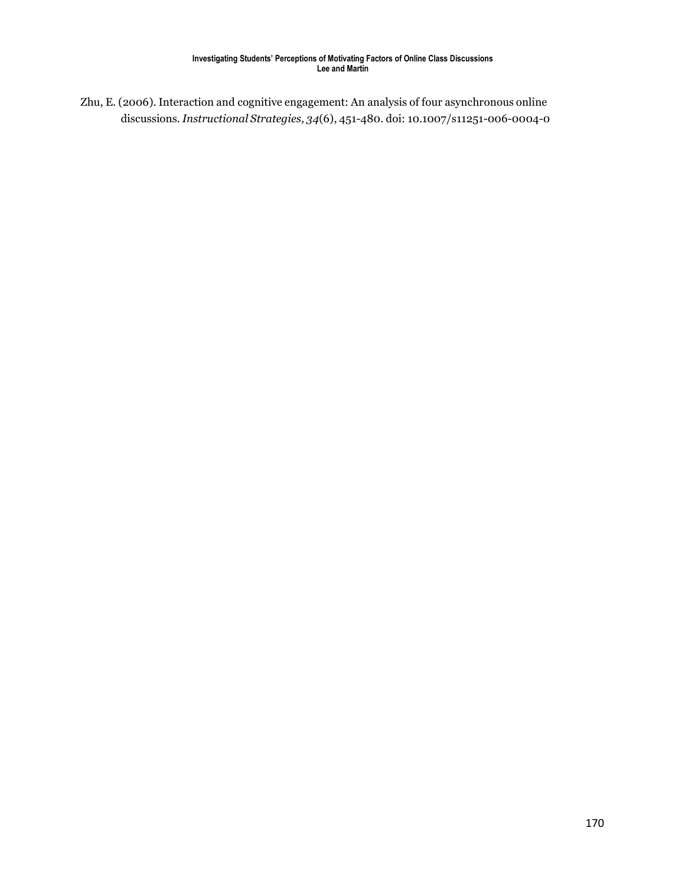Zhu, E. (2006). Interaction and cognitive engagement: An analysis of four asynchronous online discussions. *Instructional Strategies, 34*(6), 451-480. doi: 10.1007/s11251-006-0004-0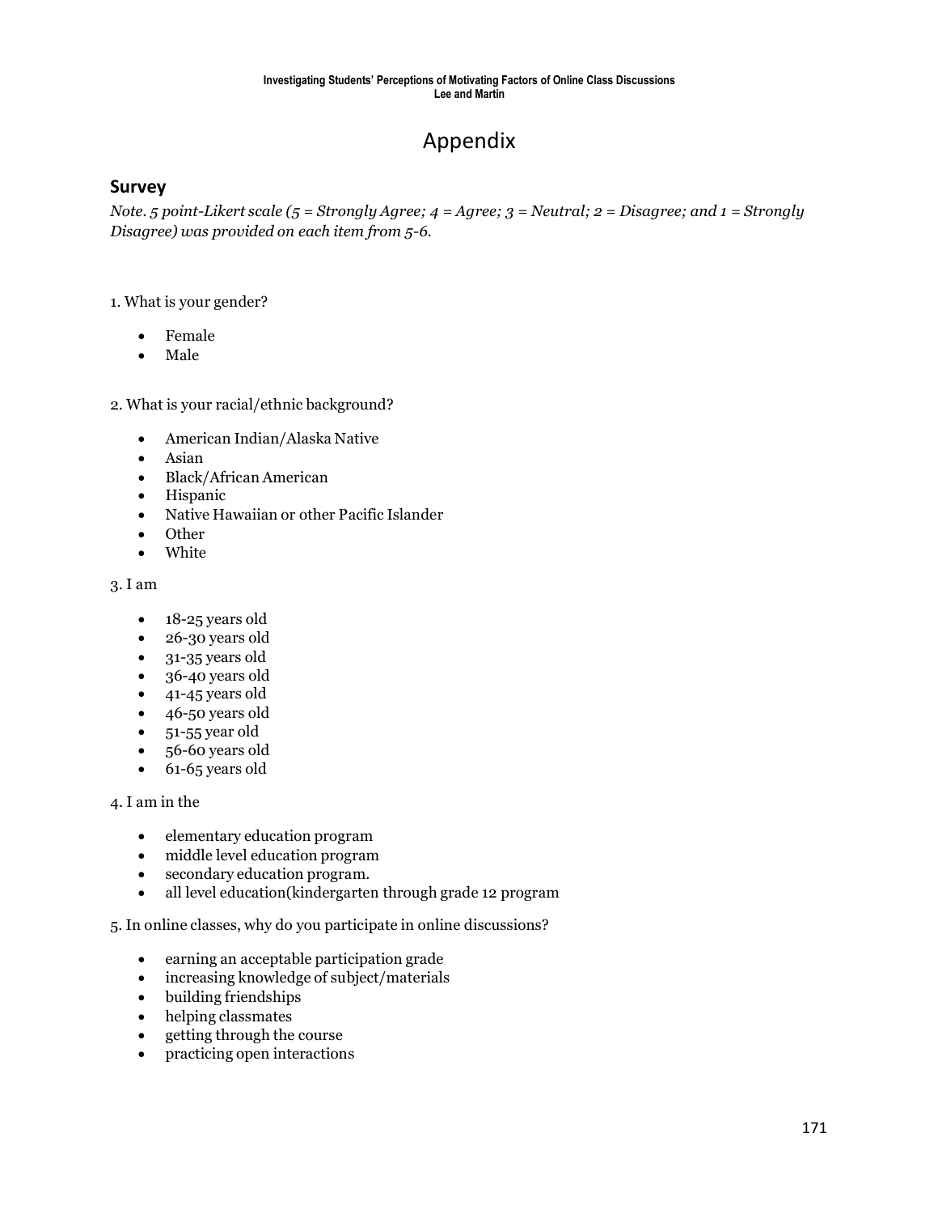# Appendix

## Survey

*Note. 5 point-Likert scale (5 = Strongly Agree; 4 = Agree; 3 = Neutral; 2 = Disagree; and 1 = Strongly Disagree) was provided on each item from 5-6.*

1. What is your gender?

- Female
- Male

2. What is your racial/ethnic background?

- American Indian/Alaska Native
- Asian
- Black/African American
- Hispanic
- Native Hawaiian or other Pacific Islander
- Other
- White

3. I am

- 18-25 years old
- 26-30 years old
- 31-35 years old
- 36-40 years old
- 41-45 years old
- 46-50 years old
- 51-55 year old
- 56-60 years old
- 61-65 years old

4. I am in the

- elementary education program
- middle level education program
- secondary education program.
- all level education(kindergarten through grade 12 program

5. In online classes, why do you participate in online discussions?

- earning an acceptable participation grade
- increasing knowledge of subject/materials
- building friendships
- helping classmates
- getting through the course
- practicing open interactions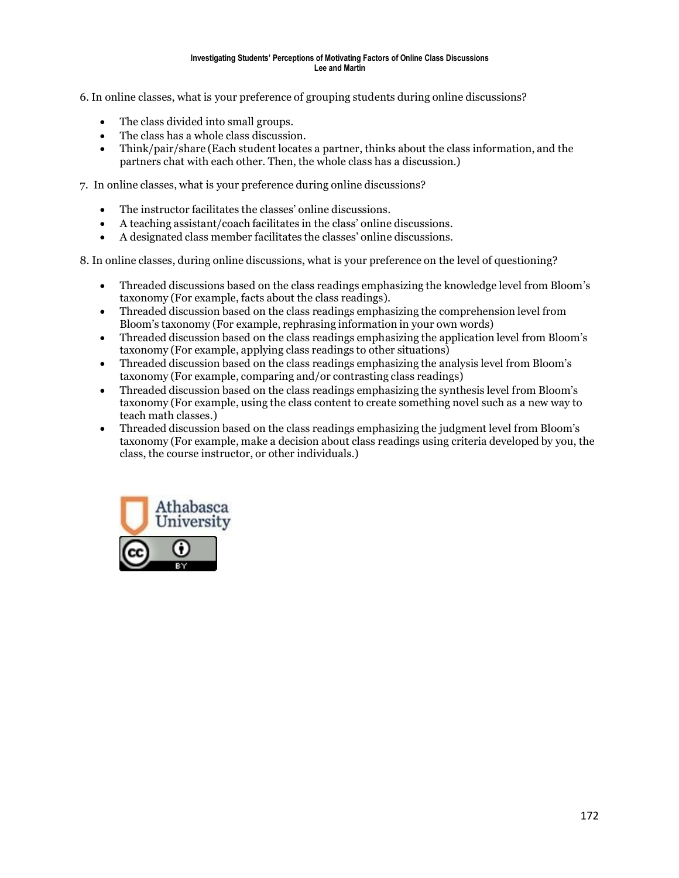6. In online classes, what is your preference of grouping students during online discussions?

- The class divided into small groups.
- The class has a whole class discussion.
- Think/pair/share (Each student locates a partner, thinks about the class information, and the partners chat with each other. Then, the whole class has a discussion.)

7. In online classes, what is your preference during online discussions?

- The instructor facilitates the classes' online discussions.
- A teaching assistant/coach facilitates in the class' online discussions.
- A designated class member facilitates the classes' online discussions.

8. In online classes, during online discussions, what is your preference on the level of questioning?

- Threaded discussions based on the class readings emphasizing the knowledge level from Bloom's taxonomy (For example, facts about the class readings).
- Threaded discussion based on the class readings emphasizing the comprehension level from Bloom's taxonomy (For example, rephrasing information in your own words)
- Threaded discussion based on the class readings emphasizing the application level from Bloom's taxonomy (For example, applying class readings to other situations)
- Threaded discussion based on the class readings emphasizing the analysis level from Bloom's taxonomy (For example, comparing and/or contrasting class readings)
- Threaded discussion based on the class readings emphasizing the synthesis level from Bloom's taxonomy (For example, using the class content to create something novel such as a new way to teach math classes.)
- Threaded discussion based on the class readings emphasizing the judgment level from Bloom's taxonomy (For example, make a decision about class readings using criteria developed by you, the class, the course instructor, or other individuals.)

Athabasca University